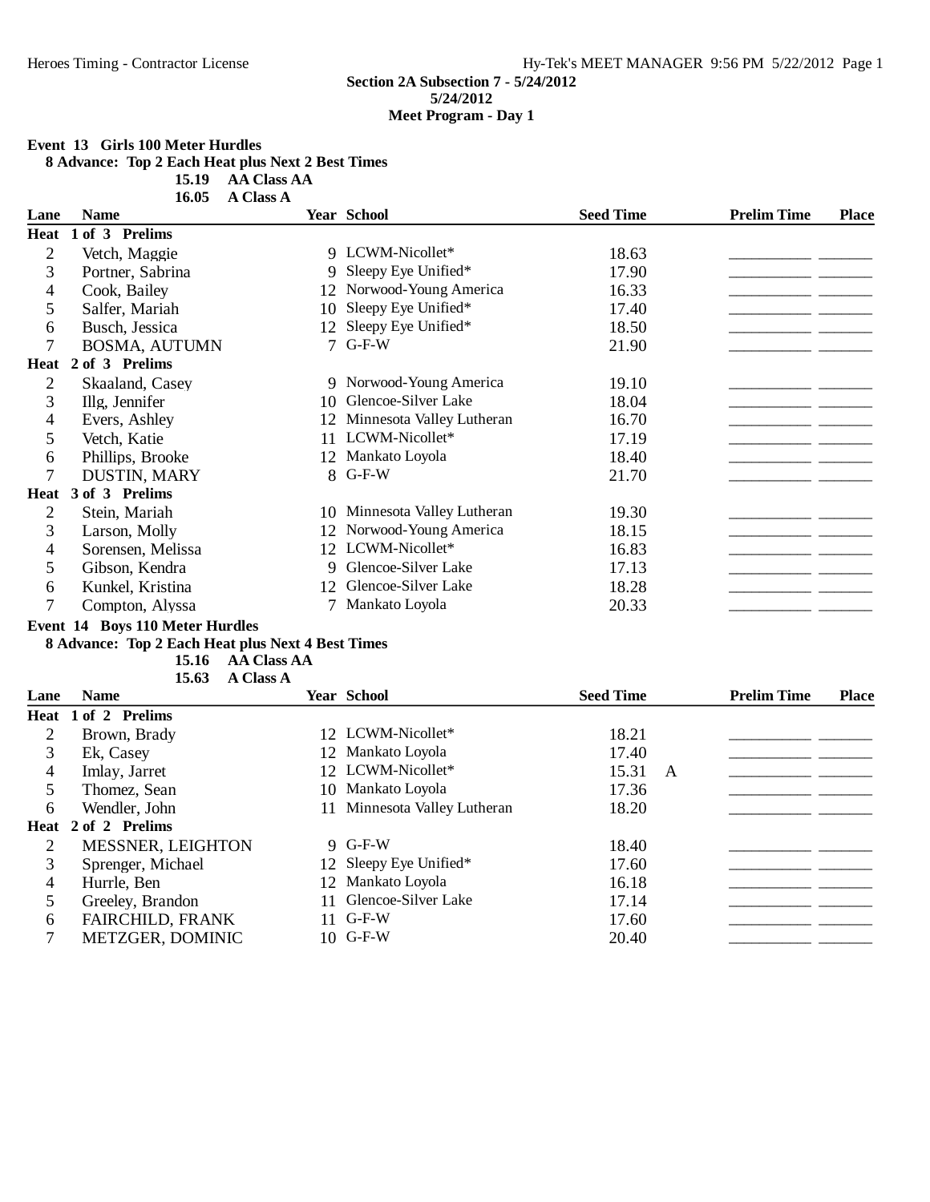**Section 2A Subsection 7 - 5/24/2012**
**5/24/2012**
**Meet Program - Day 1**

**Event 13 Girls 100 Meter Hurdles**

**8 Advance: Top 2 Each Heat plus Next 2 Best Times**

**15.19 AA Class AA**
**16.05 A Class A**

| Lane | Name | Year | School | Seed Time | | Prelim Time | Place |
|---|---|---|---|---|---|---|---|
| **Heat 1 of 3 Prelims** | | | | | | | |
| 2 | Vetch, Maggie | 9 | LCWM-Nicollet* | 18.63 | | __________ | _______ |
| 3 | Portner, Sabrina | 9 | Sleepy Eye Unified* | 17.90 | | __________ | _______ |
| 4 | Cook, Bailey | 12 | Norwood-Young America | 16.33 | | __________ | _______ |
| 5 | Salfer, Mariah | 10 | Sleepy Eye Unified* | 17.40 | | __________ | _______ |
| 6 | Busch, Jessica | 12 | Sleepy Eye Unified* | 18.50 | | __________ | _______ |
| 7 | BOSMA, AUTUMN | 7 | G-F-W | 21.90 | | __________ | _______ |
| **Heat 2 of 3 Prelims** | | | | | | | |
| 2 | Skaaland, Casey | 9 | Norwood-Young America | 19.10 | | __________ | _______ |
| 3 | Illg, Jennifer | 10 | Glencoe-Silver Lake | 18.04 | | __________ | _______ |
| 4 | Evers, Ashley | 12 | Minnesota Valley Lutheran | 16.70 | | __________ | _______ |
| 5 | Vetch, Katie | 11 | LCWM-Nicollet* | 17.19 | | __________ | _______ |
| 6 | Phillips, Brooke | 12 | Mankato Loyola | 18.40 | | __________ | _______ |
| 7 | DUSTIN, MARY | 8 | G-F-W | 21.70 | | __________ | _______ |
| **Heat 3 of 3 Prelims** | | | | | | | |
| 2 | Stein, Mariah | 10 | Minnesota Valley Lutheran | 19.30 | | __________ | _______ |
| 3 | Larson, Molly | 12 | Norwood-Young America | 18.15 | | __________ | _______ |
| 4 | Sorensen, Melissa | 12 | LCWM-Nicollet* | 16.83 | | __________ | _______ |
| 5 | Gibson, Kendra | 9 | Glencoe-Silver Lake | 17.13 | | __________ | _______ |
| 6 | Kunkel, Kristina | 12 | Glencoe-Silver Lake | 18.28 | | __________ | _______ |
| 7 | Compton, Alyssa | 7 | Mankato Loyola | 20.33 | | __________ | _______ |

**Event 14 Boys 110 Meter Hurdles**

**8 Advance: Top 2 Each Heat plus Next 4 Best Times**

**15.16 AA Class AA**
**15.63 A Class A**

| Lane | Name | Year | School | Seed Time | | Prelim Time | Place |
|---|---|---|---|---|---|---|---|
| **Heat 1 of 2 Prelims** | | | | | | | |
| 2 | Brown, Brady | 12 | LCWM-Nicollet* | 18.21 | | __________ | _______ |
| 3 | Ek, Casey | 12 | Mankato Loyola | 17.40 | | __________ | _______ |
| 4 | Imlay, Jarret | 12 | LCWM-Nicollet* | 15.31 | A | __________ | _______ |
| 5 | Thomez, Sean | 10 | Mankato Loyola | 17.36 | | __________ | _______ |
| 6 | Wendler, John | 11 | Minnesota Valley Lutheran | 18.20 | | __________ | _______ |
| **Heat 2 of 2 Prelims** | | | | | | | |
| 2 | MESSNER, LEIGHTON | 9 | G-F-W | 18.40 | | __________ | _______ |
| 3 | Sprenger, Michael | 12 | Sleepy Eye Unified* | 17.60 | | __________ | _______ |
| 4 | Hurrle, Ben | 12 | Mankato Loyola | 16.18 | | __________ | _______ |
| 5 | Greeley, Brandon | 11 | Glencoe-Silver Lake | 17.14 | | __________ | _______ |
| 6 | FAIRCHILD, FRANK | 11 | G-F-W | 17.60 | | __________ | _______ |
| 7 | METZGER, DOMINIC | 10 | G-F-W | 20.40 | | __________ | _______ |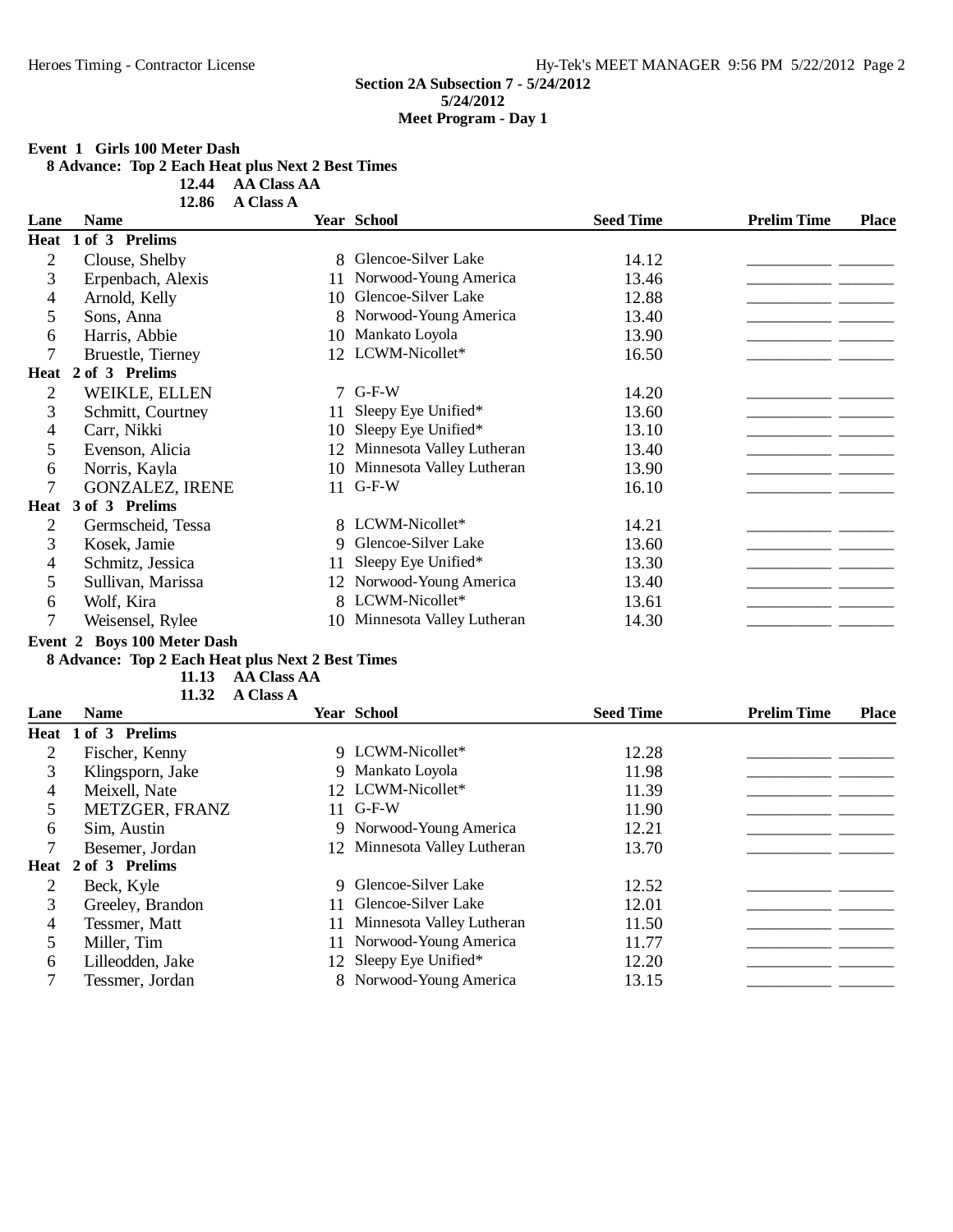**Section 2A Subsection 7 - 5/24/2012**
**5/24/2012**
**Meet Program - Day 1**

### Event 1 Girls 100 Meter Dash

**8 Advance: Top 2 Each Heat plus Next 2 Best Times**

12.44 AA Class AA
12.86 A Class A

| Lane | Name | Year | School | Seed Time | Prelim Time | Place |
|---|---|---|---|---|---|---|
| **Heat 1 of 3 Prelims** | | | | | | |
| 2 | Clouse, Shelby | 8 | Glencoe-Silver Lake | 14.12 | __________ | _______ |
| 3 | Erpenbach, Alexis | 11 | Norwood-Young America | 13.46 | __________ | _______ |
| 4 | Arnold, Kelly | 10 | Glencoe-Silver Lake | 12.88 | __________ | _______ |
| 5 | Sons, Anna | 8 | Norwood-Young America | 13.40 | __________ | _______ |
| 6 | Harris, Abbie | 10 | Mankato Loyola | 13.90 | __________ | _______ |
| 7 | Bruestle, Tierney | 12 | LCWM-Nicollet* | 16.50 | __________ | _______ |
| **Heat 2 of 3 Prelims** | | | | | | |
| 2 | WEIKLE, ELLEN | 7 | G-F-W | 14.20 | __________ | _______ |
| 3 | Schmitt, Courtney | 11 | Sleepy Eye Unified* | 13.60 | __________ | _______ |
| 4 | Carr, Nikki | 10 | Sleepy Eye Unified* | 13.10 | __________ | _______ |
| 5 | Evenson, Alicia | 12 | Minnesota Valley Lutheran | 13.40 | __________ | _______ |
| 6 | Norris, Kayla | 10 | Minnesota Valley Lutheran | 13.90 | __________ | _______ |
| 7 | GONZALEZ, IRENE | 11 | G-F-W | 16.10 | __________ | _______ |
| **Heat 3 of 3 Prelims** | | | | | | |
| 2 | Germscheid, Tessa | 8 | LCWM-Nicollet* | 14.21 | __________ | _______ |
| 3 | Kosek, Jamie | 9 | Glencoe-Silver Lake | 13.60 | __________ | _______ |
| 4 | Schmitz, Jessica | 11 | Sleepy Eye Unified* | 13.30 | __________ | _______ |
| 5 | Sullivan, Marissa | 12 | Norwood-Young America | 13.40 | __________ | _______ |
| 6 | Wolf, Kira | 8 | LCWM-Nicollet* | 13.61 | __________ | _______ |
| 7 | Weisensel, Rylee | 10 | Minnesota Valley Lutheran | 14.30 | __________ | _______ |

### Event 2 Boys 100 Meter Dash

**8 Advance: Top 2 Each Heat plus Next 2 Best Times**

11.13 AA Class AA
11.32 A Class A

| Lane | Name | Year | School | Seed Time | Prelim Time | Place |
|---|---|---|---|---|---|---|
| **Heat 1 of 3 Prelims** | | | | | | |
| 2 | Fischer, Kenny | 9 | LCWM-Nicollet* | 12.28 | __________ | _______ |
| 3 | Klingsporn, Jake | 9 | Mankato Loyola | 11.98 | __________ | _______ |
| 4 | Meixell, Nate | 12 | LCWM-Nicollet* | 11.39 | __________ | _______ |
| 5 | METZGER, FRANZ | 11 | G-F-W | 11.90 | __________ | _______ |
| 6 | Sim, Austin | 9 | Norwood-Young America | 12.21 | __________ | _______ |
| 7 | Besemer, Jordan | 12 | Minnesota Valley Lutheran | 13.70 | __________ | _______ |
| **Heat 2 of 3 Prelims** | | | | | | |
| 2 | Beck, Kyle | 9 | Glencoe-Silver Lake | 12.52 | __________ | _______ |
| 3 | Greeley, Brandon | 11 | Glencoe-Silver Lake | 12.01 | __________ | _______ |
| 4 | Tessmer, Matt | 11 | Minnesota Valley Lutheran | 11.50 | __________ | _______ |
| 5 | Miller, Tim | 11 | Norwood-Young America | 11.77 | __________ | _______ |
| 6 | Lilleodden, Jake | 12 | Sleepy Eye Unified* | 12.20 | __________ | _______ |
| 7 | Tessmer, Jordan | 8 | Norwood-Young America | 13.15 | __________ | _______ |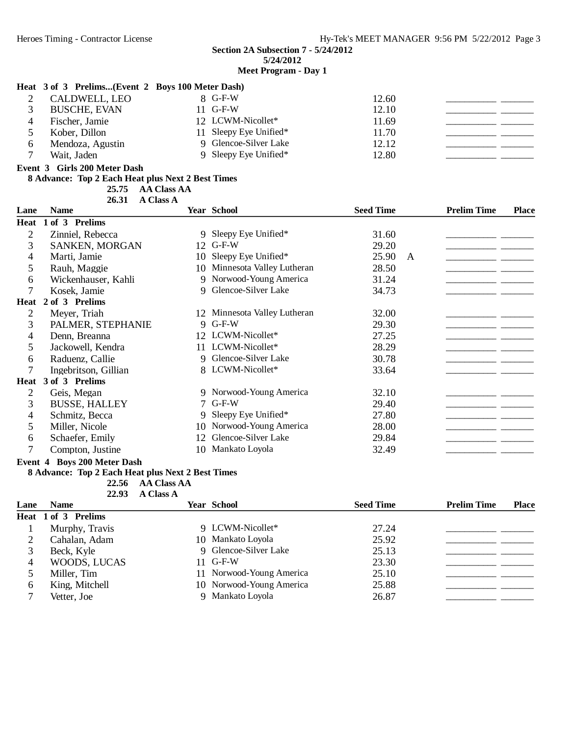**Section 2A Subsection 7 - 5/24/2012**
**5/24/2012**
**Meet Program - Day 1**

**Heat 3 of 3 Prelims...(Event 2 Boys 100 Meter Dash)**

| Lane | Name | Year | School | Seed Time | | Prelim Time | Place |
|---|---|---|---|---|---|---|---|
| 2 | CALDWELL, LEO | 8 | G-F-W | 12.60 | | ___________ | _______ |
| 3 | BUSCHE, EVAN | 11 | G-F-W | 12.10 | | ___________ | _______ |
| 4 | Fischer, Jamie | 12 | LCWM-Nicollet* | 11.69 | | ___________ | _______ |
| 5 | Kober, Dillon | 11 | Sleepy Eye Unified* | 11.70 | | ___________ | _______ |
| 6 | Mendoza, Agustin | 9 | Glencoe-Silver Lake | 12.12 | | ___________ | _______ |
| 7 | Wait, Jaden | 9 | Sleepy Eye Unified* | 12.80 | | ___________ | _______ |

**Event 3 Girls 200 Meter Dash**

**8 Advance: Top 2 Each Heat plus Next 2 Best Times**

**25.75 AA Class AA**
**26.31 A Class A**

| Lane | Name | Year | School | Seed Time | | Prelim Time | Place |
|---|---|---|---|---|---|---|---|
| **Heat 1 of 3 Prelims** | | | | | | | |
| 2 | Zinniel, Rebecca | 9 | Sleepy Eye Unified* | 31.60 | | ___________ | _______ |
| 3 | SANKEN, MORGAN | 12 | G-F-W | 29.20 | | ___________ | _______ |
| 4 | Marti, Jamie | 10 | Sleepy Eye Unified* | 25.90 | A | ___________ | _______ |
| 5 | Rauh, Maggie | 10 | Minnesota Valley Lutheran | 28.50 | | ___________ | _______ |
| 6 | Wickenhauser, Kahli | 9 | Norwood-Young America | 31.24 | | ___________ | _______ |
| 7 | Kosek, Jamie | 9 | Glencoe-Silver Lake | 34.73 | | ___________ | _______ |
| **Heat 2 of 3 Prelims** | | | | | | | |
| 2 | Meyer, Triah | 12 | Minnesota Valley Lutheran | 32.00 | | ___________ | _______ |
| 3 | PALMER, STEPHANIE | 9 | G-F-W | 29.30 | | ___________ | _______ |
| 4 | Denn, Breanna | 12 | LCWM-Nicollet* | 27.25 | | ___________ | _______ |
| 5 | Jackowell, Kendra | 11 | LCWM-Nicollet* | 28.29 | | ___________ | _______ |
| 6 | Raduenz, Callie | 9 | Glencoe-Silver Lake | 30.78 | | ___________ | _______ |
| 7 | Ingebritson, Gillian | 8 | LCWM-Nicollet* | 33.64 | | ___________ | _______ |
| **Heat 3 of 3 Prelims** | | | | | | | |
| 2 | Geis, Megan | 9 | Norwood-Young America | 32.10 | | ___________ | _______ |
| 3 | BUSSE, HALLEY | 7 | G-F-W | 29.40 | | ___________ | _______ |
| 4 | Schmitz, Becca | 9 | Sleepy Eye Unified* | 27.80 | | ___________ | _______ |
| 5 | Miller, Nicole | 10 | Norwood-Young America | 28.00 | | ___________ | _______ |
| 6 | Schaefer, Emily | 12 | Glencoe-Silver Lake | 29.84 | | ___________ | _______ |
| 7 | Compton, Justine | 10 | Mankato Loyola | 32.49 | | ___________ | _______ |

**Event 4 Boys 200 Meter Dash**

**8 Advance: Top 2 Each Heat plus Next 2 Best Times**

**22.56 AA Class AA**
**22.93 A Class A**

| Lane | Name | Year | School | Seed Time | | Prelim Time | Place |
|---|---|---|---|---|---|---|---|
| **Heat 1 of 3 Prelims** | | | | | | | |
| 1 | Murphy, Travis | 9 | LCWM-Nicollet* | 27.24 | | ___________ | _______ |
| 2 | Cahalan, Adam | 10 | Mankato Loyola | 25.92 | | ___________ | _______ |
| 3 | Beck, Kyle | 9 | Glencoe-Silver Lake | 25.13 | | ___________ | _______ |
| 4 | WOODS, LUCAS | 11 | G-F-W | 23.30 | | ___________ | _______ |
| 5 | Miller, Tim | 11 | Norwood-Young America | 25.10 | | ___________ | _______ |
| 6 | King, Mitchell | 10 | Norwood-Young America | 25.88 | | ___________ | _______ |
| 7 | Vetter, Joe | 9 | Mankato Loyola | 26.87 | | ___________ | _______ |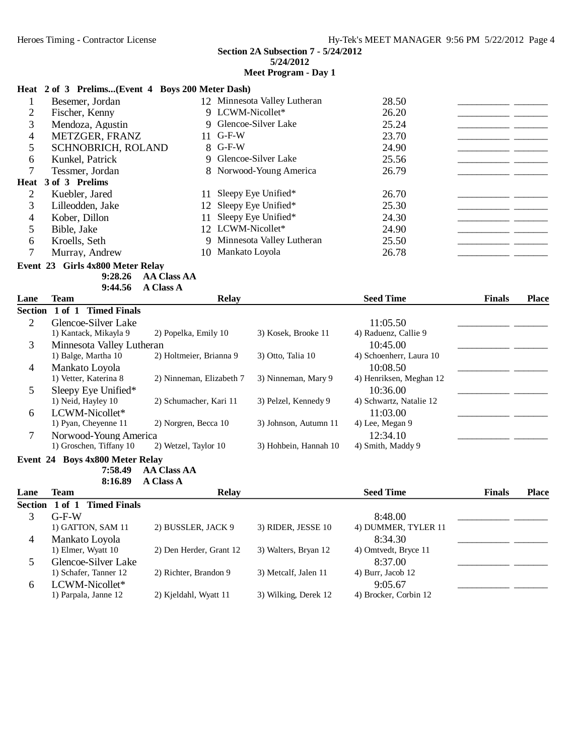**Section 2A Subsection 7 - 5/24/2012**
**5/24/2012**
**Meet Program - Day 1**

**Heat 2 of 3 Prelims...(Event 4 Boys 200 Meter Dash)**

| Lane | Name | Year | School | Seed Time | Finals | Place |
|---|---|---|---|---|---|---|
| 1 | Besemer, Jordan | 12 | Minnesota Valley Lutheran | 28.50 | ________ | ______ |
| 2 | Fischer, Kenny | 9 | LCWM-Nicollet* | 26.20 | ________ | ______ |
| 3 | Mendoza, Agustin | 9 | Glencoe-Silver Lake | 25.24 | ________ | ______ |
| 4 | METZGER, FRANZ | 11 | G-F-W | 23.70 | ________ | ______ |
| 5 | SCHNOBRICH, ROLAND | 8 | G-F-W | 24.90 | ________ | ______ |
| 6 | Kunkel, Patrick | 9 | Glencoe-Silver Lake | 25.56 | ________ | ______ |
| 7 | Tessmer, Jordan | 8 | Norwood-Young America | 26.79 | ________ | ______ |

**Heat 3 of 3 Prelims**

| Lane | Name | Year | School | Seed Time | Finals | Place |
|---|---|---|---|---|---|---|
| 2 | Kuebler, Jared | 11 | Sleepy Eye Unified* | 26.70 | ________ | ______ |
| 3 | Lilleodden, Jake | 12 | Sleepy Eye Unified* | 25.30 | ________ | ______ |
| 4 | Kober, Dillon | 11 | Sleepy Eye Unified* | 24.30 | ________ | ______ |
| 5 | Bible, Jake | 12 | LCWM-Nicollet* | 24.90 | ________ | ______ |
| 6 | Kroells, Seth | 9 | Minnesota Valley Lutheran | 25.50 | ________ | ______ |
| 7 | Murray, Andrew | 10 | Mankato Loyola | 26.78 | ________ | ______ |

**Event 23 Girls 4x800 Meter Relay**

9:28.26 AA Class AA
9:44.56 A Class A

**Section 1 of 1 Timed Finals**

| Lane | Team | Relay | | | Seed Time | Finals | Place |
|---|---|---|---|---|---|---|---|
| 2 | Glencoe-Silver Lake | | | | 11:05.50 | ________ | ______ |
| | 1) Kantack, Mikayla 9 | 2) Popelka, Emily 10 | 3) Kosek, Brooke 11 | 4) Raduenz, Callie 9 | | | |
| 3 | Minnesota Valley Lutheran | | | | 10:45.00 | ________ | ______ |
| | 1) Balge, Martha 10 | 2) Holtmeier, Brianna 9 | 3) Otto, Talia 10 | 4) Schoenherr, Laura 10 | | | |
| 4 | Mankato Loyola | | | | 10:08.50 | ________ | ______ |
| | 1) Vetter, Katerina 8 | 2) Ninneman, Elizabeth 7 | 3) Ninneman, Mary 9 | 4) Henriksen, Meghan 12 | | | |
| 5 | Sleepy Eye Unified* | | | | 10:36.00 | ________ | ______ |
| | 1) Neid, Hayley 10 | 2) Schumacher, Kari 11 | 3) Pelzel, Kennedy 9 | 4) Schwartz, Natalie 12 | | | |
| 6 | LCWM-Nicollet* | | | | 11:03.00 | ________ | ______ |
| | 1) Pyan, Cheyenne 11 | 2) Norgren, Becca 10 | 3) Johnson, Autumn 11 | 4) Lee, Megan 9 | | | |
| 7 | Norwood-Young America | | | | 12:34.10 | ________ | ______ |
| | 1) Groschen, Tiffany 10 | 2) Wetzel, Taylor 10 | 3) Hohbein, Hannah 10 | 4) Smith, Maddy 9 | | | |

**Event 24 Boys 4x800 Meter Relay**

7:58.49 AA Class AA
8:16.89 A Class A

**Section 1 of 1 Timed Finals**

| Lane | Team | Relay | | | Seed Time | Finals | Place |
|---|---|---|---|---|---|---|---|
| 3 | G-F-W | | | | 8:48.00 | ________ | ______ |
| | 1) GATTON, SAM 11 | 2) BUSSLER, JACK 9 | 3) RIDER, JESSE 10 | 4) DUMMER, TYLER 11 | | | |
| 4 | Mankato Loyola | | | | 8:34.30 | ________ | ______ |
| | 1) Elmer, Wyatt 10 | 2) Den Herder, Grant 12 | 3) Walters, Bryan 12 | 4) Omtvedt, Bryce 11 | | | |
| 5 | Glencoe-Silver Lake | | | | 8:37.00 | ________ | ______ |
| | 1) Schafer, Tanner 12 | 2) Richter, Brandon 9 | 3) Metcalf, Jalen 11 | 4) Burr, Jacob 12 | | | |
| 6 | LCWM-Nicollet* | | | | 9:05.67 | ________ | ______ |
| | 1) Parpala, Janne 12 | 2) Kjeldahl, Wyatt 11 | 3) Wilking, Derek 12 | 4) Brocker, Corbin 12 | | | |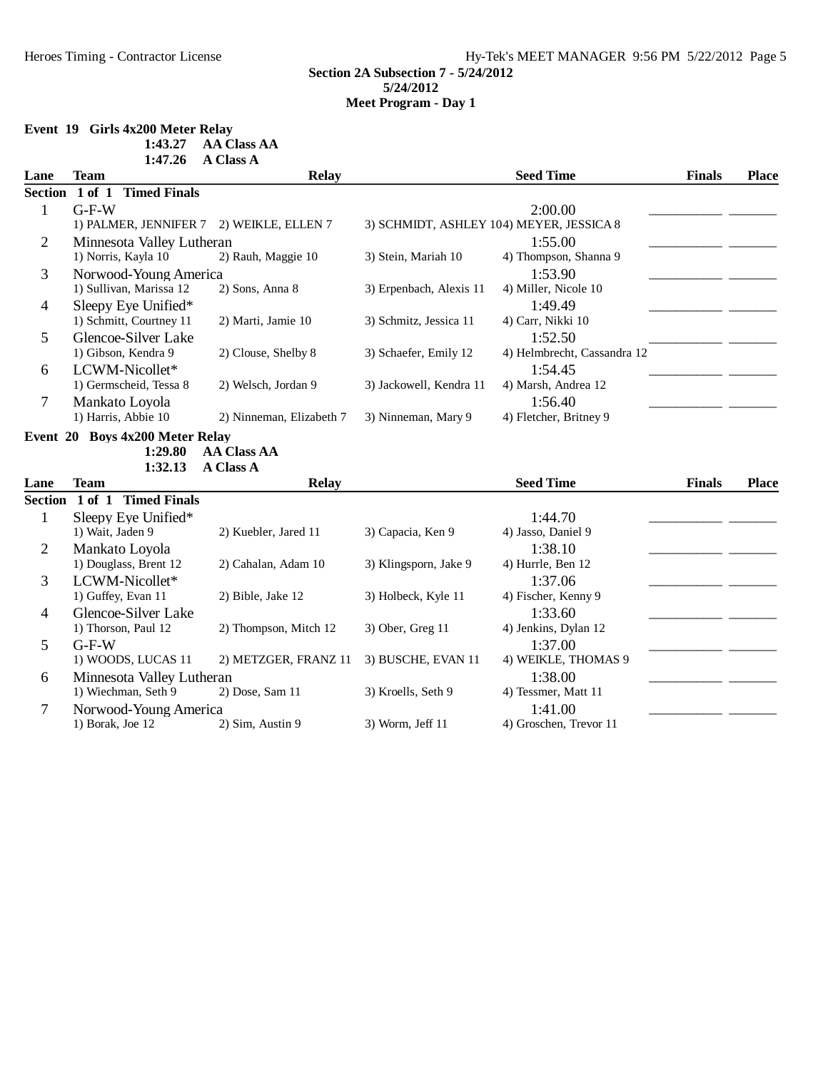**Section 2A Subsection 7 - 5/24/2012**
**5/24/2012**
**Meet Program - Day 1**

### Event 19 Girls 4x200 Meter Relay

1:43.27 AA Class AA
1:47.26 A Class A

| Lane | Team | Relay | | | Seed Time | Finals | Place |
|---|---|---|---|---|---|---|---|
| **Section 1 of 1 Timed Finals** | | | | | | | |
| 1 | G-F-W | | | | 2:00.00 | ________ | ______ |
| | 1) PALMER, JENNIFER 7 | 2) WEIKLE, ELLEN 7 | 3) SCHMIDT, ASHLEY 10 | 4) MEYER, JESSICA 8 | | | |
| 2 | Minnesota Valley Lutheran | | | | 1:55.00 | ________ | ______ |
| | 1) Norris, Kayla 10 | 2) Rauh, Maggie 10 | 3) Stein, Mariah 10 | 4) Thompson, Shanna 9 | | | |
| 3 | Norwood-Young America | | | | 1:53.90 | ________ | ______ |
| | 1) Sullivan, Marissa 12 | 2) Sons, Anna 8 | 3) Erpenbach, Alexis 11 | 4) Miller, Nicole 10 | | | |
| 4 | Sleepy Eye Unified* | | | | 1:49.49 | ________ | ______ |
| | 1) Schmitt, Courtney 11 | 2) Marti, Jamie 10 | 3) Schmitz, Jessica 11 | 4) Carr, Nikki 10 | | | |
| 5 | Glencoe-Silver Lake | | | | 1:52.50 | ________ | ______ |
| | 1) Gibson, Kendra 9 | 2) Clouse, Shelby 8 | 3) Schaefer, Emily 12 | 4) Helmbrecht, Cassandra 12 | | | |
| 6 | LCWM-Nicollet* | | | | 1:54.45 | ________ | ______ |
| | 1) Germscheid, Tessa 8 | 2) Welsch, Jordan 9 | 3) Jackowell, Kendra 11 | 4) Marsh, Andrea 12 | | | |
| 7 | Mankato Loyola | | | | 1:56.40 | ________ | ______ |
| | 1) Harris, Abbie 10 | 2) Ninneman, Elizabeth 7 | 3) Ninneman, Mary 9 | 4) Fletcher, Britney 9 | | | |

### Event 20 Boys 4x200 Meter Relay

1:29.80 AA Class AA
1:32.13 A Class A

| Lane | Team | Relay | | | Seed Time | Finals | Place |
|---|---|---|---|---|---|---|---|
| **Section 1 of 1 Timed Finals** | | | | | | | |
| 1 | Sleepy Eye Unified* | | | | 1:44.70 | ________ | ______ |
| | 1) Wait, Jaden 9 | 2) Kuebler, Jared 11 | 3) Capacia, Ken 9 | 4) Jasso, Daniel 9 | | | |
| 2 | Mankato Loyola | | | | 1:38.10 | ________ | ______ |
| | 1) Douglass, Brent 12 | 2) Cahalan, Adam 10 | 3) Klingsporn, Jake 9 | 4) Hurrle, Ben 12 | | | |
| 3 | LCWM-Nicollet* | | | | 1:37.06 | ________ | ______ |
| | 1) Guffey, Evan 11 | 2) Bible, Jake 12 | 3) Holbeck, Kyle 11 | 4) Fischer, Kenny 9 | | | |
| 4 | Glencoe-Silver Lake | | | | 1:33.60 | ________ | ______ |
| | 1) Thorson, Paul 12 | 2) Thompson, Mitch 12 | 3) Ober, Greg 11 | 4) Jenkins, Dylan 12 | | | |
| 5 | G-F-W | | | | 1:37.00 | ________ | ______ |
| | 1) WOODS, LUCAS 11 | 2) METZGER, FRANZ 11 | 3) BUSCHE, EVAN 11 | 4) WEIKLE, THOMAS 9 | | | |
| 6 | Minnesota Valley Lutheran | | | | 1:38.00 | ________ | ______ |
| | 1) Wiechman, Seth 9 | 2) Dose, Sam 11 | 3) Kroells, Seth 9 | 4) Tessmer, Matt 11 | | | |
| 7 | Norwood-Young America | | | | 1:41.00 | ________ | ______ |
| | 1) Borak, Joe 12 | 2) Sim, Austin 9 | 3) Worm, Jeff 11 | 4) Groschen, Trevor 11 | | | |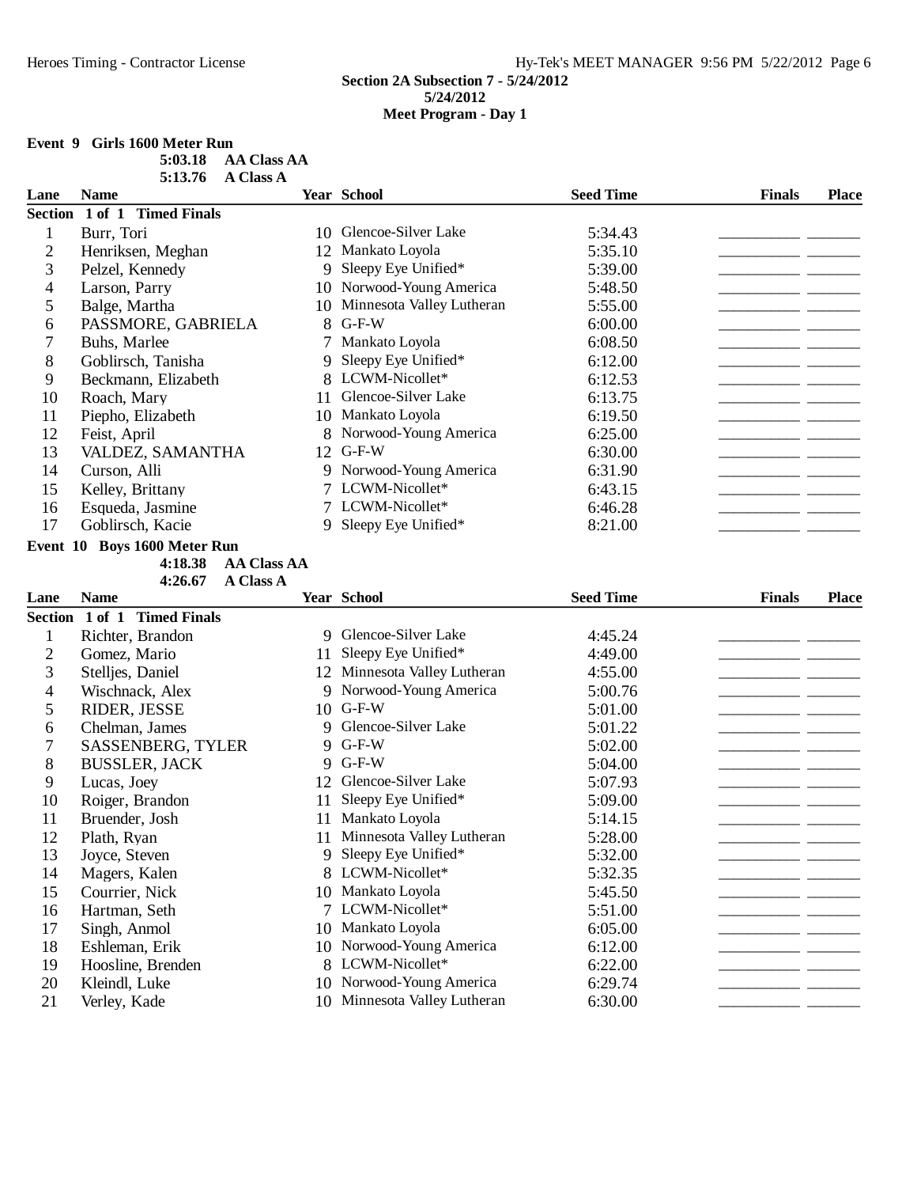**Section 2A Subsection 7 - 5/24/2012**
**5/24/2012**
**Meet Program - Day 1**

**Event 9 Girls 1600 Meter Run**

**5:03.18 AA Class AA**
**5:13.76 A Class A**

**Section 1 of 1 Timed Finals**

| Lane | Name | Year | School | Seed Time | Finals | Place |
|---|---|---|---|---|---|---|
| 1 | Burr, Tori | 10 | Glencoe-Silver Lake | 5:34.43 | | |
| 2 | Henriksen, Meghan | 12 | Mankato Loyola | 5:35.10 | | |
| 3 | Pelzel, Kennedy | 9 | Sleepy Eye Unified* | 5:39.00 | | |
| 4 | Larson, Parry | 10 | Norwood-Young America | 5:48.50 | | |
| 5 | Balge, Martha | 10 | Minnesota Valley Lutheran | 5:55.00 | | |
| 6 | PASSMORE, GABRIELA | 8 | G-F-W | 6:00.00 | | |
| 7 | Buhs, Marlee | 7 | Mankato Loyola | 6:08.50 | | |
| 8 | Goblirsch, Tanisha | 9 | Sleepy Eye Unified* | 6:12.00 | | |
| 9 | Beckmann, Elizabeth | 8 | LCWM-Nicollet* | 6:12.53 | | |
| 10 | Roach, Mary | 11 | Glencoe-Silver Lake | 6:13.75 | | |
| 11 | Piepho, Elizabeth | 10 | Mankato Loyola | 6:19.50 | | |
| 12 | Feist, April | 8 | Norwood-Young America | 6:25.00 | | |
| 13 | VALDEZ, SAMANTHA | 12 | G-F-W | 6:30.00 | | |
| 14 | Curson, Alli | 9 | Norwood-Young America | 6:31.90 | | |
| 15 | Kelley, Brittany | 7 | LCWM-Nicollet* | 6:43.15 | | |
| 16 | Esqueda, Jasmine | 7 | LCWM-Nicollet* | 6:46.28 | | |
| 17 | Goblirsch, Kacie | 9 | Sleepy Eye Unified* | 8:21.00 | | |

**Event 10 Boys 1600 Meter Run**

**4:18.38 AA Class AA**
**4:26.67 A Class A**

**Section 1 of 1 Timed Finals**

| Lane | Name | Year | School | Seed Time | Finals | Place |
|---|---|---|---|---|---|---|
| 1 | Richter, Brandon | 9 | Glencoe-Silver Lake | 4:45.24 | | |
| 2 | Gomez, Mario | 11 | Sleepy Eye Unified* | 4:49.00 | | |
| 3 | Stelljes, Daniel | 12 | Minnesota Valley Lutheran | 4:55.00 | | |
| 4 | Wischnack, Alex | 9 | Norwood-Young America | 5:00.76 | | |
| 5 | RIDER, JESSE | 10 | G-F-W | 5:01.00 | | |
| 6 | Chelman, James | 9 | Glencoe-Silver Lake | 5:01.22 | | |
| 7 | SASSENBERG, TYLER | 9 | G-F-W | 5:02.00 | | |
| 8 | BUSSLER, JACK | 9 | G-F-W | 5:04.00 | | |
| 9 | Lucas, Joey | 12 | Glencoe-Silver Lake | 5:07.93 | | |
| 10 | Roiger, Brandon | 11 | Sleepy Eye Unified* | 5:09.00 | | |
| 11 | Bruender, Josh | 11 | Mankato Loyola | 5:14.15 | | |
| 12 | Plath, Ryan | 11 | Minnesota Valley Lutheran | 5:28.00 | | |
| 13 | Joyce, Steven | 9 | Sleepy Eye Unified* | 5:32.00 | | |
| 14 | Magers, Kalen | 8 | LCWM-Nicollet* | 5:32.35 | | |
| 15 | Courrier, Nick | 10 | Mankato Loyola | 5:45.50 | | |
| 16 | Hartman, Seth | 7 | LCWM-Nicollet* | 5:51.00 | | |
| 17 | Singh, Anmol | 10 | Mankato Loyola | 6:05.00 | | |
| 18 | Eshleman, Erik | 10 | Norwood-Young America | 6:12.00 | | |
| 19 | Hoosline, Brenden | 8 | LCWM-Nicollet* | 6:22.00 | | |
| 20 | Kleindl, Luke | 10 | Norwood-Young America | 6:29.74 | | |
| 21 | Verley, Kade | 10 | Minnesota Valley Lutheran | 6:30.00 | | |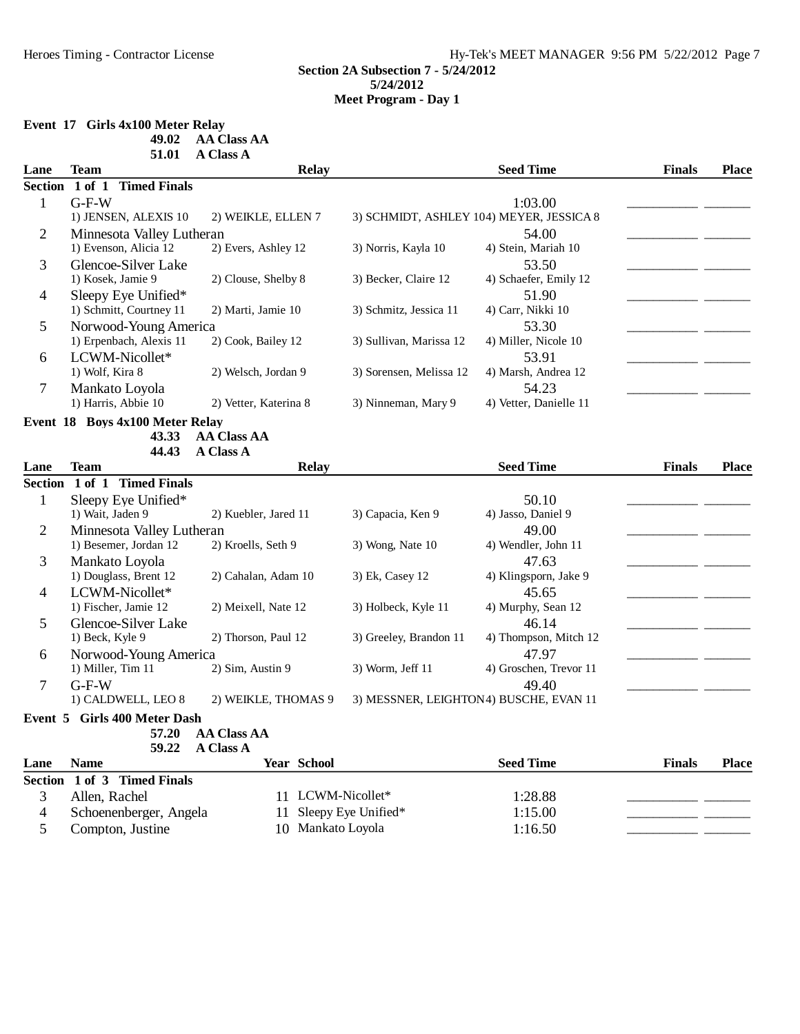**Section 2A Subsection 7 - 5/24/2012**
**5/24/2012**
**Meet Program - Day 1**

### Event 17 Girls 4x100 Meter Relay

49.02 AA Class AA
51.01 A Class A

| Lane | Team | Relay | | | | Seed Time | Finals | Place |
|---|---|---|---|---|---|---|---|---|
| **Section 1 of 1 Timed Finals** | | | | | | | | |
| 1 | G-F-W | 1) JENSEN, ALEXIS 10 | 2) WEIKLE, ELLEN 7 | 3) SCHMIDT, ASHLEY 10 | 4) MEYER, JESSICA 8 | 1:03.00 | ________ | ______ |
| 2 | Minnesota Valley Lutheran | 1) Evenson, Alicia 12 | 2) Evers, Ashley 12 | 3) Norris, Kayla 10 | 4) Stein, Mariah 10 | 54.00 | ________ | ______ |
| 3 | Glencoe-Silver Lake | 1) Kosek, Jamie 9 | 2) Clouse, Shelby 8 | 3) Becker, Claire 12 | 4) Schaefer, Emily 12 | 53.50 | ________ | ______ |
| 4 | Sleepy Eye Unified* | 1) Schmitt, Courtney 11 | 2) Marti, Jamie 10 | 3) Schmitz, Jessica 11 | 4) Carr, Nikki 10 | 51.90 | ________ | ______ |
| 5 | Norwood-Young America | 1) Erpenbach, Alexis 11 | 2) Cook, Bailey 12 | 3) Sullivan, Marissa 12 | 4) Miller, Nicole 10 | 53.30 | ________ | ______ |
| 6 | LCWM-Nicollet* | 1) Wolf, Kira 8 | 2) Welsch, Jordan 9 | 3) Sorensen, Melissa 12 | 4) Marsh, Andrea 12 | 53.91 | ________ | ______ |
| 7 | Mankato Loyola | 1) Harris, Abbie 10 | 2) Vetter, Katerina 8 | 3) Ninneman, Mary 9 | 4) Vetter, Danielle 11 | 54.23 | ________ | ______ |

### Event 18 Boys 4x100 Meter Relay

43.33 AA Class AA
44.43 A Class A

| Lane | Team | Relay | | | | Seed Time | Finals | Place |
|---|---|---|---|---|---|---|---|---|
| **Section 1 of 1 Timed Finals** | | | | | | | | |
| 1 | Sleepy Eye Unified* | 1) Wait, Jaden 9 | 2) Kuebler, Jared 11 | 3) Capacia, Ken 9 | 4) Jasso, Daniel 9 | 50.10 | ________ | ______ |
| 2 | Minnesota Valley Lutheran | 1) Besemer, Jordan 12 | 2) Kroells, Seth 9 | 3) Wong, Nate 10 | 4) Wendler, John 11 | 49.00 | ________ | ______ |
| 3 | Mankato Loyola | 1) Douglass, Brent 12 | 2) Cahalan, Adam 10 | 3) Ek, Casey 12 | 4) Klingsporn, Jake 9 | 47.63 | ________ | ______ |
| 4 | LCWM-Nicollet* | 1) Fischer, Jamie 12 | 2) Meixell, Nate 12 | 3) Holbeck, Kyle 11 | 4) Murphy, Sean 12 | 45.65 | ________ | ______ |
| 5 | Glencoe-Silver Lake | 1) Beck, Kyle 9 | 2) Thorson, Paul 12 | 3) Greeley, Brandon 11 | 4) Thompson, Mitch 12 | 46.14 | ________ | ______ |
| 6 | Norwood-Young America | 1) Miller, Tim 11 | 2) Sim, Austin 9 | 3) Worm, Jeff 11 | 4) Groschen, Trevor 11 | 47.97 | ________ | ______ |
| 7 | G-F-W | 1) CALDWELL, LEO 8 | 2) WEIKLE, THOMAS 9 | 3) MESSNER, LEIGHTON | 4) BUSCHE, EVAN 11 | 49.40 | ________ | ______ |

### Event 5 Girls 400 Meter Dash

57.20 AA Class AA
59.22 A Class A

| Lane | Name | Year | School | Seed Time | Finals | Place |
|---|---|---|---|---|---|---|
| **Section 1 of 3 Timed Finals** | | | | | | |
| 3 | Allen, Rachel | 11 | LCWM-Nicollet* | 1:28.88 | ________ | ______ |
| 4 | Schoenenberger, Angela | 11 | Sleepy Eye Unified* | 1:15.00 | ________ | ______ |
| 5 | Compton, Justine | 10 | Mankato Loyola | 1:16.50 | ________ | ______ |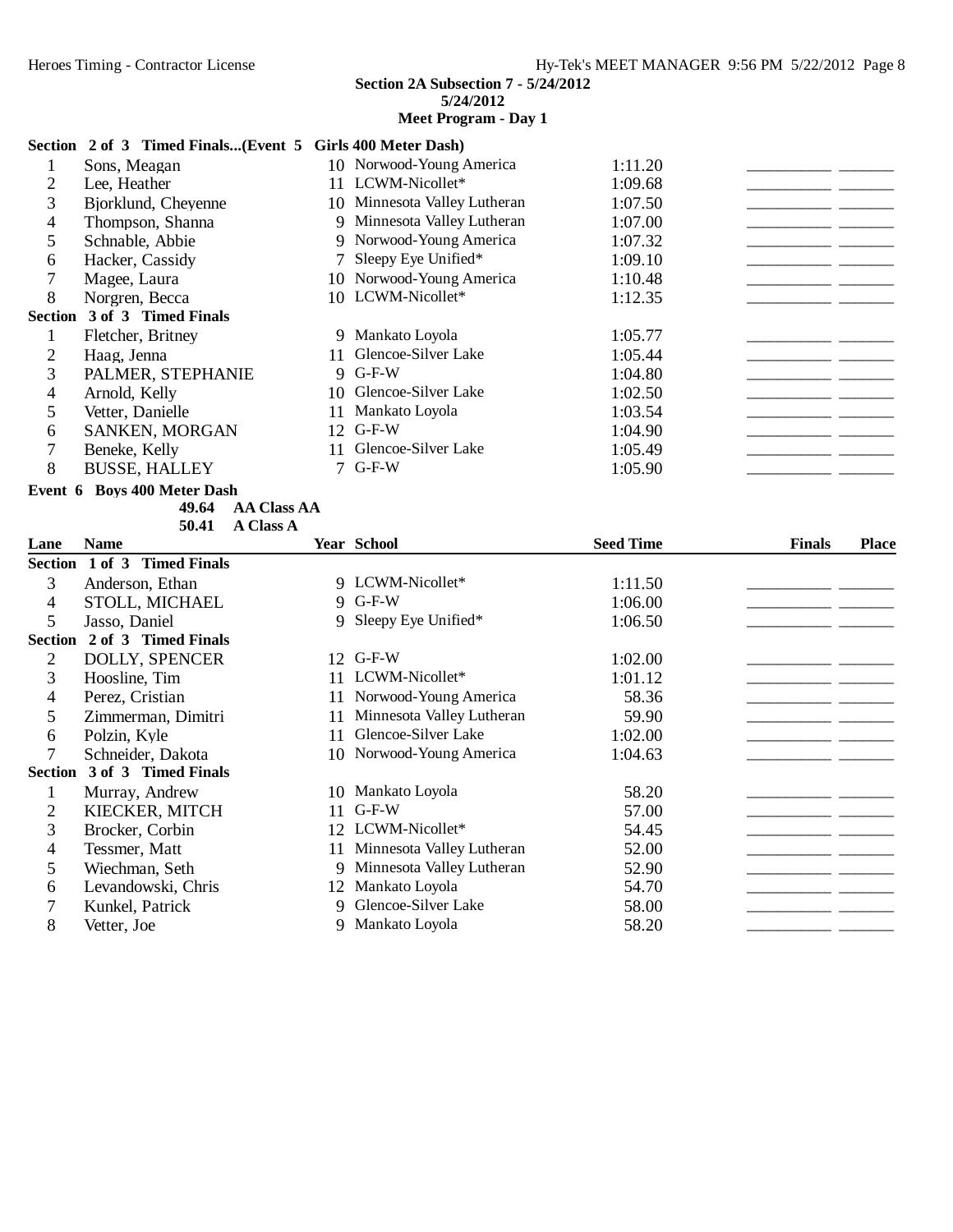**Section 2A Subsection 7 - 5/24/2012**
**5/24/2012**
**Meet Program - Day 1**

**Section 2 of 3 Timed Finals...(Event 5 Girls 400 Meter Dash)**

| Lane | Name | Year | School | Seed Time | Finals | Place |
|---|---|---|---|---|---|---|
| 1 | Sons, Meagan | 10 | Norwood-Young America | 1:11.20 | _________ | ______ |
| 2 | Lee, Heather | 11 | LCWM-Nicollet* | 1:09.68 | _________ | ______ |
| 3 | Bjorklund, Cheyenne | 10 | Minnesota Valley Lutheran | 1:07.50 | _________ | ______ |
| 4 | Thompson, Shanna | 9 | Minnesota Valley Lutheran | 1:07.00 | _________ | ______ |
| 5 | Schnable, Abbie | 9 | Norwood-Young America | 1:07.32 | _________ | ______ |
| 6 | Hacker, Cassidy | 7 | Sleepy Eye Unified* | 1:09.10 | _________ | ______ |
| 7 | Magee, Laura | 10 | Norwood-Young America | 1:10.48 | _________ | ______ |
| 8 | Norgren, Becca | 10 | LCWM-Nicollet* | 1:12.35 | _________ | ______ |
| **Section 3 of 3 Timed Finals** | | | | | | |
| 1 | Fletcher, Britney | 9 | Mankato Loyola | 1:05.77 | _________ | ______ |
| 2 | Haag, Jenna | 11 | Glencoe-Silver Lake | 1:05.44 | _________ | ______ |
| 3 | PALMER, STEPHANIE | 9 | G-F-W | 1:04.80 | _________ | ______ |
| 4 | Arnold, Kelly | 10 | Glencoe-Silver Lake | 1:02.50 | _________ | ______ |
| 5 | Vetter, Danielle | 11 | Mankato Loyola | 1:03.54 | _________ | ______ |
| 6 | SANKEN, MORGAN | 12 | G-F-W | 1:04.90 | _________ | ______ |
| 7 | Beneke, Kelly | 11 | Glencoe-Silver Lake | 1:05.49 | _________ | ______ |
| 8 | BUSSE, HALLEY | 7 | G-F-W | 1:05.90 | _________ | ______ |

**Event 6 Boys 400 Meter Dash**

**49.64 AA Class AA**
**50.41 A Class A**

| Lane | Name | Year | School | Seed Time | Finals | Place |
|---|---|---|---|---|---|---|
| **Section 1 of 3 Timed Finals** | | | | | | |
| 3 | Anderson, Ethan | 9 | LCWM-Nicollet* | 1:11.50 | _________ | ______ |
| 4 | STOLL, MICHAEL | 9 | G-F-W | 1:06.00 | _________ | ______ |
| 5 | Jasso, Daniel | 9 | Sleepy Eye Unified* | 1:06.50 | _________ | ______ |
| **Section 2 of 3 Timed Finals** | | | | | | |
| 2 | DOLLY, SPENCER | 12 | G-F-W | 1:02.00 | _________ | ______ |
| 3 | Hoosline, Tim | 11 | LCWM-Nicollet* | 1:01.12 | _________ | ______ |
| 4 | Perez, Cristian | 11 | Norwood-Young America | 58.36 | _________ | ______ |
| 5 | Zimmerman, Dimitri | 11 | Minnesota Valley Lutheran | 59.90 | _________ | ______ |
| 6 | Polzin, Kyle | 11 | Glencoe-Silver Lake | 1:02.00 | _________ | ______ |
| 7 | Schneider, Dakota | 10 | Norwood-Young America | 1:04.63 | _________ | ______ |
| **Section 3 of 3 Timed Finals** | | | | | | |
| 1 | Murray, Andrew | 10 | Mankato Loyola | 58.20 | _________ | ______ |
| 2 | KIECKER, MITCH | 11 | G-F-W | 57.00 | _________ | ______ |
| 3 | Brocker, Corbin | 12 | LCWM-Nicollet* | 54.45 | _________ | ______ |
| 4 | Tessmer, Matt | 11 | Minnesota Valley Lutheran | 52.00 | _________ | ______ |
| 5 | Wiechman, Seth | 9 | Minnesota Valley Lutheran | 52.90 | _________ | ______ |
| 6 | Levandowski, Chris | 12 | Mankato Loyola | 54.70 | _________ | ______ |
| 7 | Kunkel, Patrick | 9 | Glencoe-Silver Lake | 58.00 | _________ | ______ |
| 8 | Vetter, Joe | 9 | Mankato Loyola | 58.20 | _________ | ______ |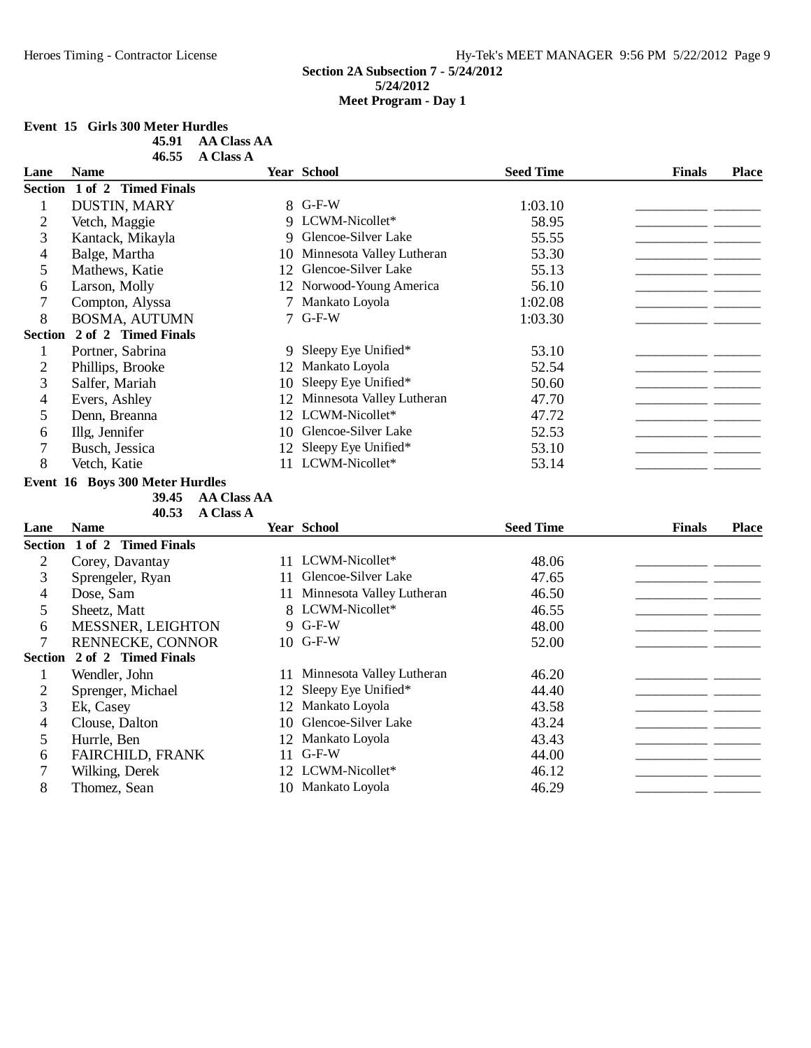**Section 2A Subsection 7 - 5/24/2012**
**5/24/2012**
**Meet Program - Day 1**

### Event 15 Girls 300 Meter Hurdles

45.91 AA Class AA
46.55 A Class A

| Lane | Name | Year | School | Seed Time | Finals | Place |
|---|---|---|---|---|---|---|
| **Section 1 of 2 Timed Finals** | | | | | | |
| 1 | DUSTIN, MARY | 8 | G-F-W | 1:03.10 | ________ | ______ |
| 2 | Vetch, Maggie | 9 | LCWM-Nicollet* | 58.95 | ________ | ______ |
| 3 | Kantack, Mikayla | 9 | Glencoe-Silver Lake | 55.55 | ________ | ______ |
| 4 | Balge, Martha | 10 | Minnesota Valley Lutheran | 53.30 | ________ | ______ |
| 5 | Mathews, Katie | 12 | Glencoe-Silver Lake | 55.13 | ________ | ______ |
| 6 | Larson, Molly | 12 | Norwood-Young America | 56.10 | ________ | ______ |
| 7 | Compton, Alyssa | 7 | Mankato Loyola | 1:02.08 | ________ | ______ |
| 8 | BOSMA, AUTUMN | 7 | G-F-W | 1:03.30 | ________ | ______ |
| **Section 2 of 2 Timed Finals** | | | | | | |
| 1 | Portner, Sabrina | 9 | Sleepy Eye Unified* | 53.10 | ________ | ______ |
| 2 | Phillips, Brooke | 12 | Mankato Loyola | 52.54 | ________ | ______ |
| 3 | Salfer, Mariah | 10 | Sleepy Eye Unified* | 50.60 | ________ | ______ |
| 4 | Evers, Ashley | 12 | Minnesota Valley Lutheran | 47.70 | ________ | ______ |
| 5 | Denn, Breanna | 12 | LCWM-Nicollet* | 47.72 | ________ | ______ |
| 6 | Illg, Jennifer | 10 | Glencoe-Silver Lake | 52.53 | ________ | ______ |
| 7 | Busch, Jessica | 12 | Sleepy Eye Unified* | 53.10 | ________ | ______ |
| 8 | Vetch, Katie | 11 | LCWM-Nicollet* | 53.14 | ________ | ______ |

### Event 16 Boys 300 Meter Hurdles

39.45 AA Class AA
40.53 A Class A

| Lane | Name | Year | School | Seed Time | Finals | Place |
|---|---|---|---|---|---|---|
| **Section 1 of 2 Timed Finals** | | | | | | |
| 2 | Corey, Davantay | 11 | LCWM-Nicollet* | 48.06 | ________ | ______ |
| 3 | Sprengeler, Ryan | 11 | Glencoe-Silver Lake | 47.65 | ________ | ______ |
| 4 | Dose, Sam | 11 | Minnesota Valley Lutheran | 46.50 | ________ | ______ |
| 5 | Sheetz, Matt | 8 | LCWM-Nicollet* | 46.55 | ________ | ______ |
| 6 | MESSNER, LEIGHTON | 9 | G-F-W | 48.00 | ________ | ______ |
| 7 | RENNECKE, CONNOR | 10 | G-F-W | 52.00 | ________ | ______ |
| **Section 2 of 2 Timed Finals** | | | | | | |
| 1 | Wendler, John | 11 | Minnesota Valley Lutheran | 46.20 | ________ | ______ |
| 2 | Sprenger, Michael | 12 | Sleepy Eye Unified* | 44.40 | ________ | ______ |
| 3 | Ek, Casey | 12 | Mankato Loyola | 43.58 | ________ | ______ |
| 4 | Clouse, Dalton | 10 | Glencoe-Silver Lake | 43.24 | ________ | ______ |
| 5 | Hurrle, Ben | 12 | Mankato Loyola | 43.43 | ________ | ______ |
| 6 | FAIRCHILD, FRANK | 11 | G-F-W | 44.00 | ________ | ______ |
| 7 | Wilking, Derek | 12 | LCWM-Nicollet* | 46.12 | ________ | ______ |
| 8 | Thomez, Sean | 10 | Mankato Loyola | 46.29 | ________ | ______ |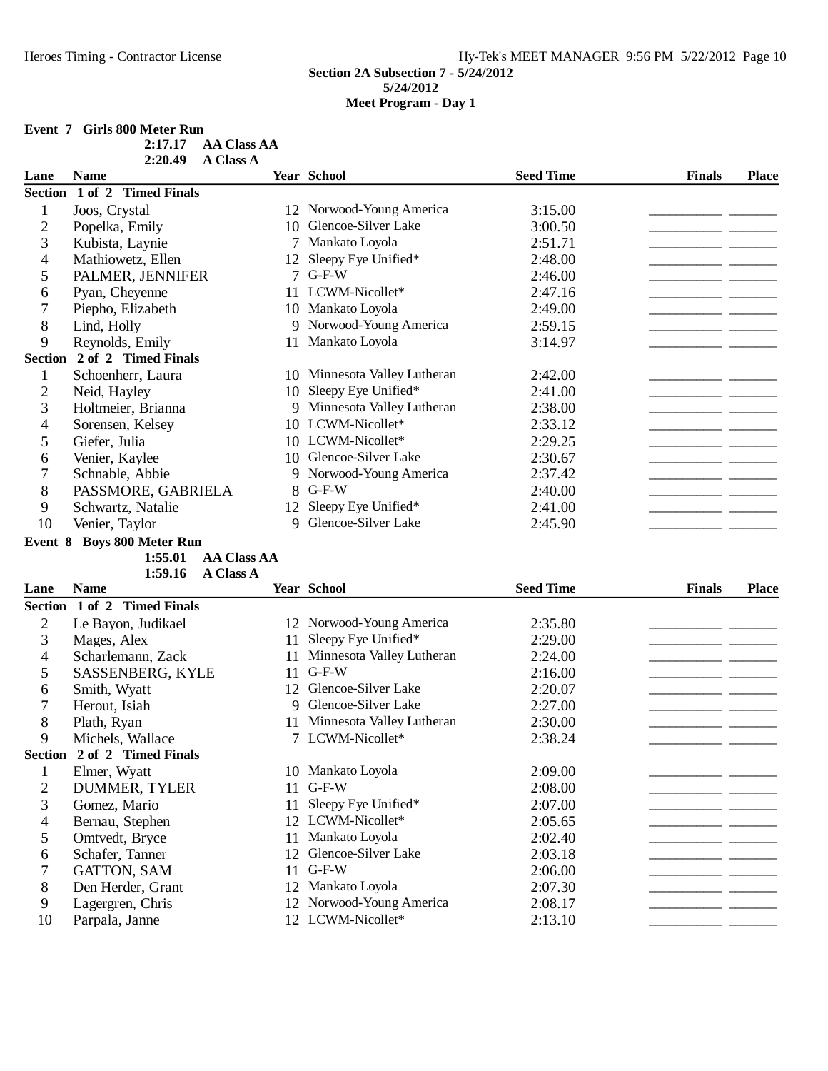**Section 2A Subsection 7 - 5/24/2012**
**5/24/2012**
**Meet Program - Day 1**

**Event 7 Girls 800 Meter Run**

2:17.17 AA Class AA
2:20.49 A Class A

| Lane | Name | Year | School | Seed Time | Finals | Place |
|---|---|---|---|---|---|---|
| **Section 1 of 2 Timed Finals** | | | | | | |
| 1 | Joos, Crystal | 12 | Norwood-Young America | 3:15.00 | __________ | _______ |
| 2 | Popelka, Emily | 10 | Glencoe-Silver Lake | 3:00.50 | __________ | _______ |
| 3 | Kubista, Laynie | 7 | Mankato Loyola | 2:51.71 | __________ | _______ |
| 4 | Mathiowetz, Ellen | 12 | Sleepy Eye Unified* | 2:48.00 | __________ | _______ |
| 5 | PALMER, JENNIFER | 7 | G-F-W | 2:46.00 | __________ | _______ |
| 6 | Pyan, Cheyenne | 11 | LCWM-Nicollet* | 2:47.16 | __________ | _______ |
| 7 | Piepho, Elizabeth | 10 | Mankato Loyola | 2:49.00 | __________ | _______ |
| 8 | Lind, Holly | 9 | Norwood-Young America | 2:59.15 | __________ | _______ |
| 9 | Reynolds, Emily | 11 | Mankato Loyola | 3:14.97 | __________ | _______ |
| **Section 2 of 2 Timed Finals** | | | | | | |
| 1 | Schoenherr, Laura | 10 | Minnesota Valley Lutheran | 2:42.00 | __________ | _______ |
| 2 | Neid, Hayley | 10 | Sleepy Eye Unified* | 2:41.00 | __________ | _______ |
| 3 | Holtmeier, Brianna | 9 | Minnesota Valley Lutheran | 2:38.00 | __________ | _______ |
| 4 | Sorensen, Kelsey | 10 | LCWM-Nicollet* | 2:33.12 | __________ | _______ |
| 5 | Giefer, Julia | 10 | LCWM-Nicollet* | 2:29.25 | __________ | _______ |
| 6 | Venier, Kaylee | 10 | Glencoe-Silver Lake | 2:30.67 | __________ | _______ |
| 7 | Schnable, Abbie | 9 | Norwood-Young America | 2:37.42 | __________ | _______ |
| 8 | PASSMORE, GABRIELA | 8 | G-F-W | 2:40.00 | __________ | _______ |
| 9 | Schwartz, Natalie | 12 | Sleepy Eye Unified* | 2:41.00 | __________ | _______ |
| 10 | Venier, Taylor | 9 | Glencoe-Silver Lake | 2:45.90 | __________ | _______ |

**Event 8 Boys 800 Meter Run**

1:55.01 AA Class AA
1:59.16 A Class A

| Lane | Name | Year | School | Seed Time | Finals | Place |
|---|---|---|---|---|---|---|
| **Section 1 of 2 Timed Finals** | | | | | | |
| 2 | Le Bayon, Judikael | 12 | Norwood-Young America | 2:35.80 | __________ | _______ |
| 3 | Mages, Alex | 11 | Sleepy Eye Unified* | 2:29.00 | __________ | _______ |
| 4 | Scharlemann, Zack | 11 | Minnesota Valley Lutheran | 2:24.00 | __________ | _______ |
| 5 | SASSENBERG, KYLE | 11 | G-F-W | 2:16.00 | __________ | _______ |
| 6 | Smith, Wyatt | 12 | Glencoe-Silver Lake | 2:20.07 | __________ | _______ |
| 7 | Herout, Isiah | 9 | Glencoe-Silver Lake | 2:27.00 | __________ | _______ |
| 8 | Plath, Ryan | 11 | Minnesota Valley Lutheran | 2:30.00 | __________ | _______ |
| 9 | Michels, Wallace | 7 | LCWM-Nicollet* | 2:38.24 | __________ | _______ |
| **Section 2 of 2 Timed Finals** | | | | | | |
| 1 | Elmer, Wyatt | 10 | Mankato Loyola | 2:09.00 | __________ | _______ |
| 2 | DUMMER, TYLER | 11 | G-F-W | 2:08.00 | __________ | _______ |
| 3 | Gomez, Mario | 11 | Sleepy Eye Unified* | 2:07.00 | __________ | _______ |
| 4 | Bernau, Stephen | 12 | LCWM-Nicollet* | 2:05.65 | __________ | _______ |
| 5 | Omtvedt, Bryce | 11 | Mankato Loyola | 2:02.40 | __________ | _______ |
| 6 | Schafer, Tanner | 12 | Glencoe-Silver Lake | 2:03.18 | __________ | _______ |
| 7 | GATTON, SAM | 11 | G-F-W | 2:06.00 | __________ | _______ |
| 8 | Den Herder, Grant | 12 | Mankato Loyola | 2:07.30 | __________ | _______ |
| 9 | Lagergren, Chris | 12 | Norwood-Young America | 2:08.17 | __________ | _______ |
| 10 | Parpala, Janne | 12 | LCWM-Nicollet* | 2:13.10 | __________ | _______ |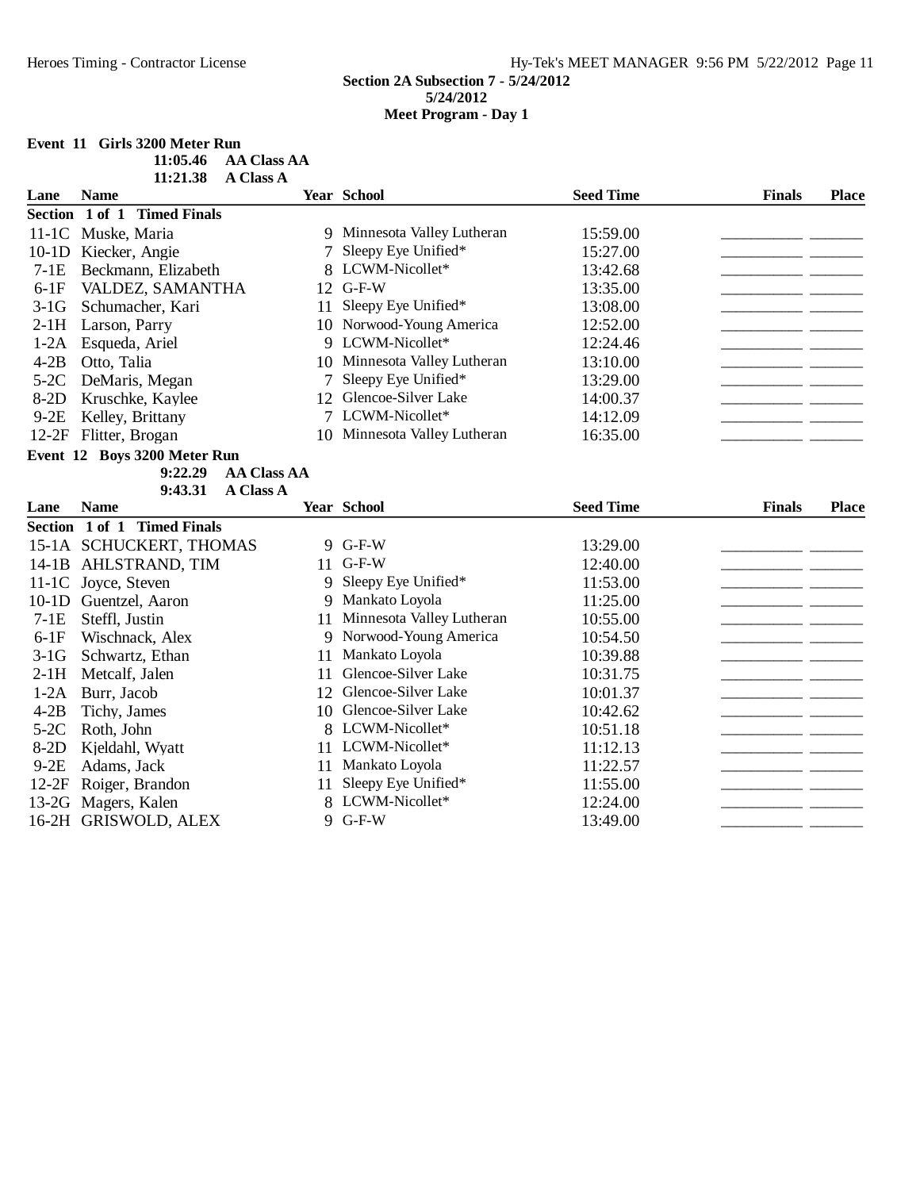**Section 2A Subsection 7 - 5/24/2012**
**5/24/2012**
**Meet Program - Day 1**

**Event 11 Girls 3200 Meter Run**

**11:05.46 AA Class AA**
**11:21.38 A Class A**

| Lane | Name | Year | School | Seed Time | Finals | Place |
|---|---|---|---|---|---|---|
| **Section 1 of 1 Timed Finals** | | | | | | |
| 11-1C | Muske, Maria | 9 | Minnesota Valley Lutheran | 15:59.00 | __________ | _______ |
| 10-1D | Kiecker, Angie | 7 | Sleepy Eye Unified* | 15:27.00 | __________ | _______ |
| 7-1E | Beckmann, Elizabeth | 8 | LCWM-Nicollet* | 13:42.68 | __________ | _______ |
| 6-1F | VALDEZ, SAMANTHA | 12 | G-F-W | 13:35.00 | __________ | _______ |
| 3-1G | Schumacher, Kari | 11 | Sleepy Eye Unified* | 13:08.00 | __________ | _______ |
| 2-1H | Larson, Parry | 10 | Norwood-Young America | 12:52.00 | __________ | _______ |
| 1-2A | Esqueda, Ariel | 9 | LCWM-Nicollet* | 12:24.46 | __________ | _______ |
| 4-2B | Otto, Talia | 10 | Minnesota Valley Lutheran | 13:10.00 | __________ | _______ |
| 5-2C | DeMaris, Megan | 7 | Sleepy Eye Unified* | 13:29.00 | __________ | _______ |
| 8-2D | Kruschke, Kaylee | 12 | Glencoe-Silver Lake | 14:00.37 | __________ | _______ |
| 9-2E | Kelley, Brittany | 7 | LCWM-Nicollet* | 14:12.09 | __________ | _______ |
| 12-2F | Flitter, Brogan | 10 | Minnesota Valley Lutheran | 16:35.00 | __________ | _______ |

**Event 12 Boys 3200 Meter Run**

**9:22.29 AA Class AA**
**9:43.31 A Class A**

| Lane | Name | Year | School | Seed Time | Finals | Place |
|---|---|---|---|---|---|---|
| **Section 1 of 1 Timed Finals** | | | | | | |
| 15-1A | SCHUCKERT, THOMAS | 9 | G-F-W | 13:29.00 | __________ | _______ |
| 14-1B | AHLSTRAND, TIM | 11 | G-F-W | 12:40.00 | __________ | _______ |
| 11-1C | Joyce, Steven | 9 | Sleepy Eye Unified* | 11:53.00 | __________ | _______ |
| 10-1D | Guentzel, Aaron | 9 | Mankato Loyola | 11:25.00 | __________ | _______ |
| 7-1E | Steffl, Justin | 11 | Minnesota Valley Lutheran | 10:55.00 | __________ | _______ |
| 6-1F | Wischnack, Alex | 9 | Norwood-Young America | 10:54.50 | __________ | _______ |
| 3-1G | Schwartz, Ethan | 11 | Mankato Loyola | 10:39.88 | __________ | _______ |
| 2-1H | Metcalf, Jalen | 11 | Glencoe-Silver Lake | 10:31.75 | __________ | _______ |
| 1-2A | Burr, Jacob | 12 | Glencoe-Silver Lake | 10:01.37 | __________ | _______ |
| 4-2B | Tichy, James | 10 | Glencoe-Silver Lake | 10:42.62 | __________ | _______ |
| 5-2C | Roth, John | 8 | LCWM-Nicollet* | 10:51.18 | __________ | _______ |
| 8-2D | Kjeldahl, Wyatt | 11 | LCWM-Nicollet* | 11:12.13 | __________ | _______ |
| 9-2E | Adams, Jack | 11 | Mankato Loyola | 11:22.57 | __________ | _______ |
| 12-2F | Roiger, Brandon | 11 | Sleepy Eye Unified* | 11:55.00 | __________ | _______ |
| 13-2G | Magers, Kalen | 8 | LCWM-Nicollet* | 12:24.00 | __________ | _______ |
| 16-2H | GRISWOLD, ALEX | 9 | G-F-W | 13:49.00 | __________ | _______ |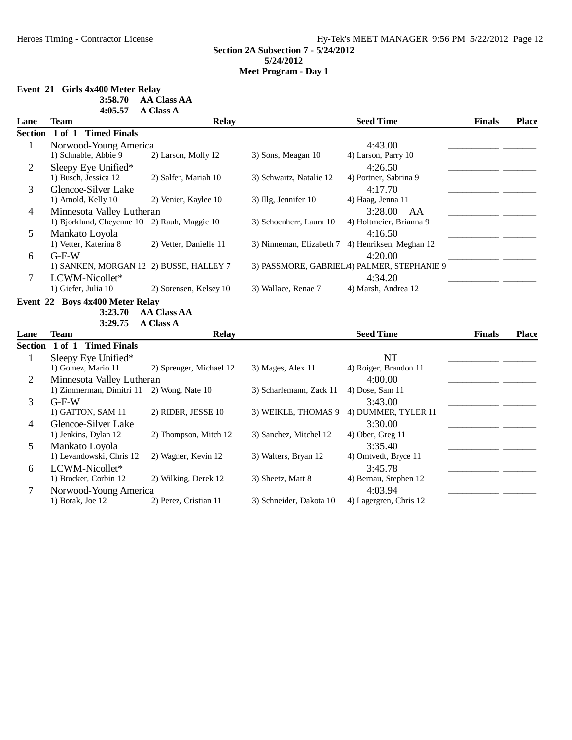**Section 2A Subsection 7 - 5/24/2012**
**5/24/2012**
**Meet Program - Day 1**

**Event 21 Girls 4x400 Meter Relay**

**3:58.70 AA Class AA**
**4:05.57 A Class A**

| Lane | Team | Relay | | | Seed Time | Finals | Place |
|---|---|---|---|---|---|---|---|
| **Section 1 of 1 Timed Finals** | | | | | | | |
| 1 | Norwood-Young America | | | | 4:43.00 | ___________ | _______ |
| | 1) Schnable, Abbie 9 | 2) Larson, Molly 12 | 3) Sons, Meagan 10 | 4) Larson, Parry 10 | | | |
| 2 | Sleepy Eye Unified* | | | | 4:26.50 | ___________ | _______ |
| | 1) Busch, Jessica 12 | 2) Salfer, Mariah 10 | 3) Schwartz, Natalie 12 | 4) Portner, Sabrina 9 | | | |
| 3 | Glencoe-Silver Lake | | | | 4:17.70 | ___________ | _______ |
| | 1) Arnold, Kelly 10 | 2) Venier, Kaylee 10 | 3) Illg, Jennifer 10 | 4) Haag, Jenna 11 | | | |
| 4 | Minnesota Valley Lutheran | | | | 3:28.00 AA | ___________ | _______ |
| | 1) Bjorklund, Cheyenne 10 | 2) Rauh, Maggie 10 | 3) Schoenherr, Laura 10 | 4) Holtmeier, Brianna 9 | | | |
| 5 | Mankato Loyola | | | | 4:16.50 | ___________ | _______ |
| | 1) Vetter, Katerina 8 | 2) Vetter, Danielle 11 | 3) Ninneman, Elizabeth 7 | 4) Henriksen, Meghan 12 | | | |
| 6 | G-F-W | | | | 4:20.00 | ___________ | _______ |
| | 1) SANKEN, MORGAN 12 | 2) BUSSE, HALLEY 7 | 3) PASSMORE, GABRIEL | 4) PALMER, STEPHANIE 9 | | | |
| 7 | LCWM-Nicollet* | | | | 4:34.20 | ___________ | _______ |
| | 1) Giefer, Julia 10 | 2) Sorensen, Kelsey 10 | 3) Wallace, Renae 7 | 4) Marsh, Andrea 12 | | | |

**Event 22 Boys 4x400 Meter Relay**

**3:23.70 AA Class AA**
**3:29.75 A Class A**

| Lane | Team | Relay | | | Seed Time | Finals | Place |
|---|---|---|---|---|---|---|---|
| **Section 1 of 1 Timed Finals** | | | | | | | |
| 1 | Sleepy Eye Unified* | | | | NT | ___________ | _______ |
| | 1) Gomez, Mario 11 | 2) Sprenger, Michael 12 | 3) Mages, Alex 11 | 4) Roiger, Brandon 11 | | | |
| 2 | Minnesota Valley Lutheran | | | | 4:00.00 | ___________ | _______ |
| | 1) Zimmerman, Dimitri 11 | 2) Wong, Nate 10 | 3) Scharlemann, Zack 11 | 4) Dose, Sam 11 | | | |
| 3 | G-F-W | | | | 3:43.00 | ___________ | _______ |
| | 1) GATTON, SAM 11 | 2) RIDER, JESSE 10 | 3) WEIKLE, THOMAS 9 | 4) DUMMER, TYLER 11 | | | |
| 4 | Glencoe-Silver Lake | | | | 3:30.00 | ___________ | _______ |
| | 1) Jenkins, Dylan 12 | 2) Thompson, Mitch 12 | 3) Sanchez, Mitchel 12 | 4) Ober, Greg 11 | | | |
| 5 | Mankato Loyola | | | | 3:35.40 | ___________ | _______ |
| | 1) Levandowski, Chris 12 | 2) Wagner, Kevin 12 | 3) Walters, Bryan 12 | 4) Omtvedt, Bryce 11 | | | |
| 6 | LCWM-Nicollet* | | | | 3:45.78 | ___________ | _______ |
| | 1) Brocker, Corbin 12 | 2) Wilking, Derek 12 | 3) Sheetz, Matt 8 | 4) Bernau, Stephen 12 | | | |
| 7 | Norwood-Young America | | | | 4:03.94 | ___________ | _______ |
| | 1) Borak, Joe 12 | 2) Perez, Cristian 11 | 3) Schneider, Dakota 10 | 4) Lagergren, Chris 12 | | | |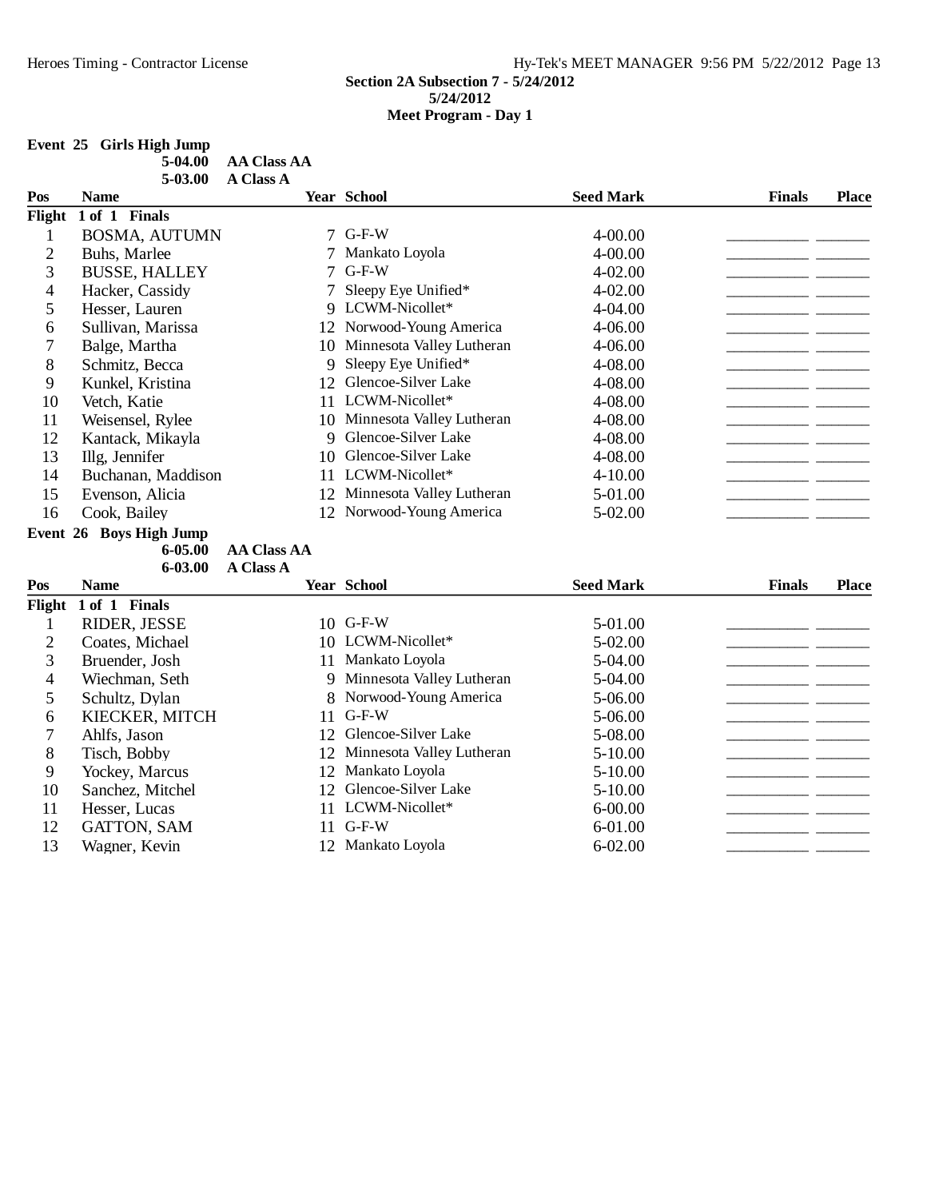**Section 2A Subsection 7 - 5/24/2012**
**5/24/2012**
**Meet Program - Day 1**

**Event 25 Girls High Jump**

**5-04.00 AA Class AA**
**5-03.00 A Class A**

| Pos | Name | Year | School | Seed Mark | Finals | Place |
|---|---|---|---|---|---|---|
| **Flight 1 of 1 Finals** | | | | | | |
| 1 | BOSMA, AUTUMN | 7 | G-F-W | 4-00.00 | _________ | ______ |
| 2 | Buhs, Marlee | 7 | Mankato Loyola | 4-00.00 | _________ | ______ |
| 3 | BUSSE, HALLEY | 7 | G-F-W | 4-02.00 | _________ | ______ |
| 4 | Hacker, Cassidy | 7 | Sleepy Eye Unified* | 4-02.00 | _________ | ______ |
| 5 | Hesser, Lauren | 9 | LCWM-Nicollet* | 4-04.00 | _________ | ______ |
| 6 | Sullivan, Marissa | 12 | Norwood-Young America | 4-06.00 | _________ | ______ |
| 7 | Balge, Martha | 10 | Minnesota Valley Lutheran | 4-06.00 | _________ | ______ |
| 8 | Schmitz, Becca | 9 | Sleepy Eye Unified* | 4-08.00 | _________ | ______ |
| 9 | Kunkel, Kristina | 12 | Glencoe-Silver Lake | 4-08.00 | _________ | ______ |
| 10 | Vetch, Katie | 11 | LCWM-Nicollet* | 4-08.00 | _________ | ______ |
| 11 | Weisensel, Rylee | 10 | Minnesota Valley Lutheran | 4-08.00 | _________ | ______ |
| 12 | Kantack, Mikayla | 9 | Glencoe-Silver Lake | 4-08.00 | _________ | ______ |
| 13 | Illg, Jennifer | 10 | Glencoe-Silver Lake | 4-08.00 | _________ | ______ |
| 14 | Buchanan, Maddison | 11 | LCWM-Nicollet* | 4-10.00 | _________ | ______ |
| 15 | Evenson, Alicia | 12 | Minnesota Valley Lutheran | 5-01.00 | _________ | ______ |
| 16 | Cook, Bailey | 12 | Norwood-Young America | 5-02.00 | _________ | ______ |

**Event 26 Boys High Jump**

**6-05.00 AA Class AA**
**6-03.00 A Class A**

| Pos | Name | Year | School | Seed Mark | Finals | Place |
|---|---|---|---|---|---|---|
| **Flight 1 of 1 Finals** | | | | | | |
| 1 | RIDER, JESSE | 10 | G-F-W | 5-01.00 | _________ | ______ |
| 2 | Coates, Michael | 10 | LCWM-Nicollet* | 5-02.00 | _________ | ______ |
| 3 | Bruender, Josh | 11 | Mankato Loyola | 5-04.00 | _________ | ______ |
| 4 | Wiechman, Seth | 9 | Minnesota Valley Lutheran | 5-04.00 | _________ | ______ |
| 5 | Schultz, Dylan | 8 | Norwood-Young America | 5-06.00 | _________ | ______ |
| 6 | KIECKER, MITCH | 11 | G-F-W | 5-06.00 | _________ | ______ |
| 7 | Ahlfs, Jason | 12 | Glencoe-Silver Lake | 5-08.00 | _________ | ______ |
| 8 | Tisch, Bobby | 12 | Minnesota Valley Lutheran | 5-10.00 | _________ | ______ |
| 9 | Yockey, Marcus | 12 | Mankato Loyola | 5-10.00 | _________ | ______ |
| 10 | Sanchez, Mitchel | 12 | Glencoe-Silver Lake | 5-10.00 | _________ | ______ |
| 11 | Hesser, Lucas | 11 | LCWM-Nicollet* | 6-00.00 | _________ | ______ |
| 12 | GATTON, SAM | 11 | G-F-W | 6-01.00 | _________ | ______ |
| 13 | Wagner, Kevin | 12 | Mankato Loyola | 6-02.00 | _________ | ______ |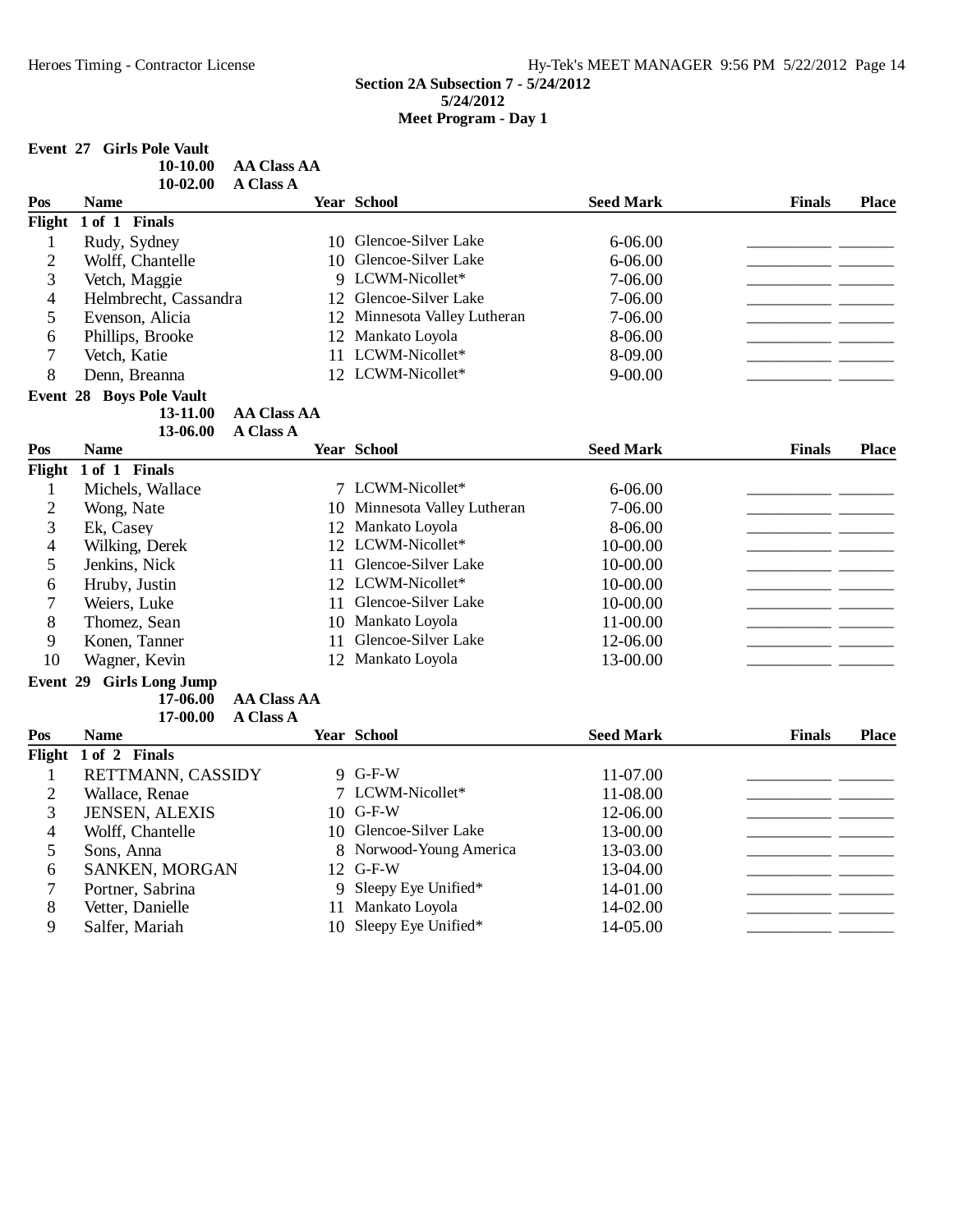**Section 2A Subsection 7 - 5/24/2012**
**5/24/2012**
**Meet Program - Day 1**

**Event 27 Girls Pole Vault**

**10-10.00 AA Class AA**
**10-02.00 A Class A**

| Pos | Name | Year | School | Seed Mark | Finals | Place |
|---|---|---|---|---|---|---|
| **Flight 1 of 1 Finals** | | | | | | |
| 1 | Rudy, Sydney | 10 | Glencoe-Silver Lake | 6-06.00 | __________ | _______ |
| 2 | Wolff, Chantelle | 10 | Glencoe-Silver Lake | 6-06.00 | __________ | _______ |
| 3 | Vetch, Maggie | 9 | LCWM-Nicollet* | 7-06.00 | __________ | _______ |
| 4 | Helmbrecht, Cassandra | 12 | Glencoe-Silver Lake | 7-06.00 | __________ | _______ |
| 5 | Evenson, Alicia | 12 | Minnesota Valley Lutheran | 7-06.00 | __________ | _______ |
| 6 | Phillips, Brooke | 12 | Mankato Loyola | 8-06.00 | __________ | _______ |
| 7 | Vetch, Katie | 11 | LCWM-Nicollet* | 8-09.00 | __________ | _______ |
| 8 | Denn, Breanna | 12 | LCWM-Nicollet* | 9-00.00 | __________ | _______ |

**Event 28 Boys Pole Vault**

**13-11.00 AA Class AA**
**13-06.00 A Class A**

| Pos | Name | Year | School | Seed Mark | Finals | Place |
|---|---|---|---|---|---|---|
| **Flight 1 of 1 Finals** | | | | | | |
| 1 | Michels, Wallace | 7 | LCWM-Nicollet* | 6-06.00 | __________ | _______ |
| 2 | Wong, Nate | 10 | Minnesota Valley Lutheran | 7-06.00 | __________ | _______ |
| 3 | Ek, Casey | 12 | Mankato Loyola | 8-06.00 | __________ | _______ |
| 4 | Wilking, Derek | 12 | LCWM-Nicollet* | 10-00.00 | __________ | _______ |
| 5 | Jenkins, Nick | 11 | Glencoe-Silver Lake | 10-00.00 | __________ | _______ |
| 6 | Hruby, Justin | 12 | LCWM-Nicollet* | 10-00.00 | __________ | _______ |
| 7 | Weiers, Luke | 11 | Glencoe-Silver Lake | 10-00.00 | __________ | _______ |
| 8 | Thomez, Sean | 10 | Mankato Loyola | 11-00.00 | __________ | _______ |
| 9 | Konen, Tanner | 11 | Glencoe-Silver Lake | 12-06.00 | __________ | _______ |
| 10 | Wagner, Kevin | 12 | Mankato Loyola | 13-00.00 | __________ | _______ |

**Event 29 Girls Long Jump**

**17-06.00 AA Class AA**
**17-00.00 A Class A**

| Pos | Name | Year | School | Seed Mark | Finals | Place |
|---|---|---|---|---|---|---|
| **Flight 1 of 2 Finals** | | | | | | |
| 1 | RETTMANN, CASSIDY | 9 | G-F-W | 11-07.00 | __________ | _______ |
| 2 | Wallace, Renae | 7 | LCWM-Nicollet* | 11-08.00 | __________ | _______ |
| 3 | JENSEN, ALEXIS | 10 | G-F-W | 12-06.00 | __________ | _______ |
| 4 | Wolff, Chantelle | 10 | Glencoe-Silver Lake | 13-00.00 | __________ | _______ |
| 5 | Sons, Anna | 8 | Norwood-Young America | 13-03.00 | __________ | _______ |
| 6 | SANKEN, MORGAN | 12 | G-F-W | 13-04.00 | __________ | _______ |
| 7 | Portner, Sabrina | 9 | Sleepy Eye Unified* | 14-01.00 | __________ | _______ |
| 8 | Vetter, Danielle | 11 | Mankato Loyola | 14-02.00 | __________ | _______ |
| 9 | Salfer, Mariah | 10 | Sleepy Eye Unified* | 14-05.00 | __________ | _______ |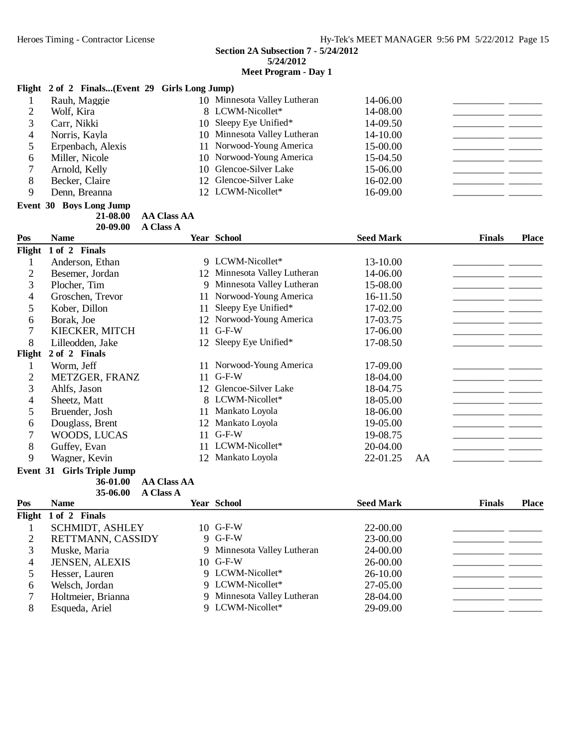**Section 2A Subsection 7 - 5/24/2012**
**5/24/2012**
**Meet Program - Day 1**

**Flight 2 of 2 Finals...(Event 29 Girls Long Jump)**

| Pos | Name | Year | School | Seed Mark | | Finals | Place |
|---|---|---|---|---|---|---|---|
| 1 | Rauh, Maggie | 10 | Minnesota Valley Lutheran | 14-06.00 | | __________ | ______ |
| 2 | Wolf, Kira | 8 | LCWM-Nicollet* | 14-08.00 | | __________ | ______ |
| 3 | Carr, Nikki | 10 | Sleepy Eye Unified* | 14-09.50 | | __________ | ______ |
| 4 | Norris, Kayla | 10 | Minnesota Valley Lutheran | 14-10.00 | | __________ | ______ |
| 5 | Erpenbach, Alexis | 11 | Norwood-Young America | 15-00.00 | | __________ | ______ |
| 6 | Miller, Nicole | 10 | Norwood-Young America | 15-04.50 | | __________ | ______ |
| 7 | Arnold, Kelly | 10 | Glencoe-Silver Lake | 15-06.00 | | __________ | ______ |
| 8 | Becker, Claire | 12 | Glencoe-Silver Lake | 16-02.00 | | __________ | ______ |
| 9 | Denn, Breanna | 12 | LCWM-Nicollet* | 16-09.00 | | __________ | ______ |

**Event 30 Boys Long Jump**

**21-08.00 AA Class AA**
**20-09.00 A Class A**

| Pos | Name | Year | School | Seed Mark | | Finals | Place |
|---|---|---|---|---|---|---|---|
| **Flight 1 of 2 Finals** | | | | | | | |
| 1 | Anderson, Ethan | 9 | LCWM-Nicollet* | 13-10.00 | | __________ | ______ |
| 2 | Besemer, Jordan | 12 | Minnesota Valley Lutheran | 14-06.00 | | __________ | ______ |
| 3 | Plocher, Tim | 9 | Minnesota Valley Lutheran | 15-08.00 | | __________ | ______ |
| 4 | Groschen, Trevor | 11 | Norwood-Young America | 16-11.50 | | __________ | ______ |
| 5 | Kober, Dillon | 11 | Sleepy Eye Unified* | 17-02.00 | | __________ | ______ |
| 6 | Borak, Joe | 12 | Norwood-Young America | 17-03.75 | | __________ | ______ |
| 7 | KIECKER, MITCH | 11 | G-F-W | 17-06.00 | | __________ | ______ |
| 8 | Lilleodden, Jake | 12 | Sleepy Eye Unified* | 17-08.50 | | __________ | ______ |
| **Flight 2 of 2 Finals** | | | | | | | |
| 1 | Worm, Jeff | 11 | Norwood-Young America | 17-09.00 | | __________ | ______ |
| 2 | METZGER, FRANZ | 11 | G-F-W | 18-04.00 | | __________ | ______ |
| 3 | Ahlfs, Jason | 12 | Glencoe-Silver Lake | 18-04.75 | | __________ | ______ |
| 4 | Sheetz, Matt | 8 | LCWM-Nicollet* | 18-05.00 | | __________ | ______ |
| 5 | Bruender, Josh | 11 | Mankato Loyola | 18-06.00 | | __________ | ______ |
| 6 | Douglass, Brent | 12 | Mankato Loyola | 19-05.00 | | __________ | ______ |
| 7 | WOODS, LUCAS | 11 | G-F-W | 19-08.75 | | __________ | ______ |
| 8 | Guffey, Evan | 11 | LCWM-Nicollet* | 20-04.00 | | __________ | ______ |
| 9 | Wagner, Kevin | 12 | Mankato Loyola | 22-01.25 | AA | __________ | ______ |

**Event 31 Girls Triple Jump**

**36-01.00 AA Class AA**
**35-06.00 A Class A**

| Pos | Name | Year | School | Seed Mark | Finals | Place |
|---|---|---|---|---|---|---|
| **Flight 1 of 2 Finals** | | | | | | |
| 1 | SCHMIDT, ASHLEY | 10 | G-F-W | 22-00.00 | __________ | ______ |
| 2 | RETTMANN, CASSIDY | 9 | G-F-W | 23-00.00 | __________ | ______ |
| 3 | Muske, Maria | 9 | Minnesota Valley Lutheran | 24-00.00 | __________ | ______ |
| 4 | JENSEN, ALEXIS | 10 | G-F-W | 26-00.00 | __________ | ______ |
| 5 | Hesser, Lauren | 9 | LCWM-Nicollet* | 26-10.00 | __________ | ______ |
| 6 | Welsch, Jordan | 9 | LCWM-Nicollet* | 27-05.00 | __________ | ______ |
| 7 | Holtmeier, Brianna | 9 | Minnesota Valley Lutheran | 28-04.00 | __________ | ______ |
| 8 | Esqueda, Ariel | 9 | LCWM-Nicollet* | 29-09.00 | __________ | ______ |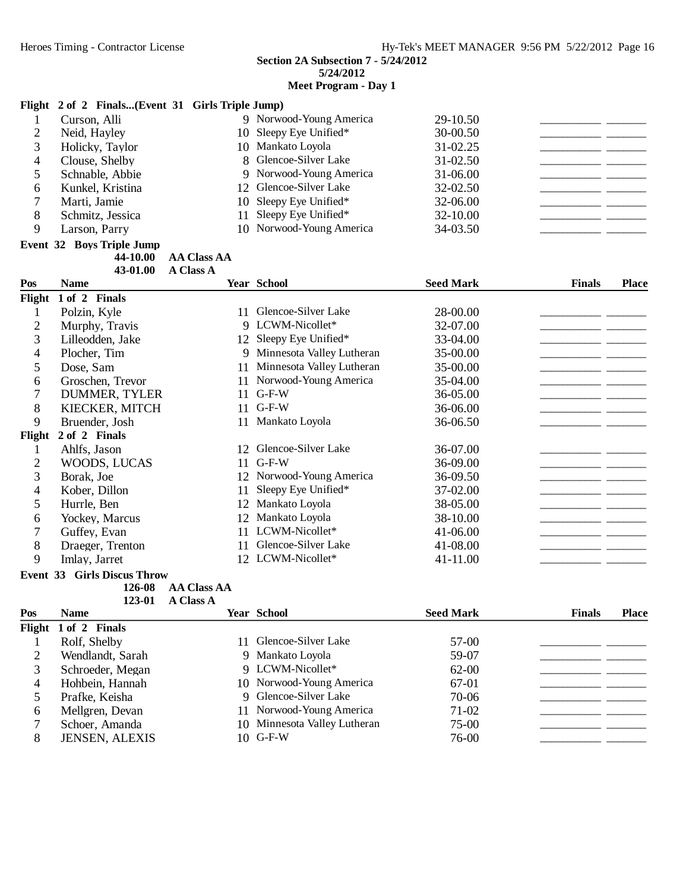### Section 2A Subsection 7 - 5/24/2012
### 5/24/2012
### Meet Program - Day 1

**Flight 2 of 2 Finals...(Event 31 Girls Triple Jump)**

| Pos | Name | Year | School | Seed Mark | Finals | Place |
|---|---|---|---|---|---|---|
| 1 | Curson, Alli | 9 | Norwood-Young America | 29-10.50 | _________ | ______ |
| 2 | Neid, Hayley | 10 | Sleepy Eye Unified* | 30-00.50 | _________ | ______ |
| 3 | Holicky, Taylor | 10 | Mankato Loyola | 31-02.25 | _________ | ______ |
| 4 | Clouse, Shelby | 8 | Glencoe-Silver Lake | 31-02.50 | _________ | ______ |
| 5 | Schnable, Abbie | 9 | Norwood-Young America | 31-06.00 | _________ | ______ |
| 6 | Kunkel, Kristina | 12 | Glencoe-Silver Lake | 32-02.50 | _________ | ______ |
| 7 | Marti, Jamie | 10 | Sleepy Eye Unified* | 32-06.00 | _________ | ______ |
| 8 | Schmitz, Jessica | 11 | Sleepy Eye Unified* | 32-10.00 | _________ | ______ |
| 9 | Larson, Parry | 10 | Norwood-Young America | 34-03.50 | _________ | ______ |

**Event 32 Boys Triple Jump**

**44-10.00 AA Class AA**
**43-01.00 A Class A**

| Pos | Name | Year | School | Seed Mark | Finals | Place |
|---|---|---|---|---|---|---|
| **Flight 1 of 2 Finals** | | | | | | |
| 1 | Polzin, Kyle | 11 | Glencoe-Silver Lake | 28-00.00 | _________ | ______ |
| 2 | Murphy, Travis | 9 | LCWM-Nicollet* | 32-07.00 | _________ | ______ |
| 3 | Lilleodden, Jake | 12 | Sleepy Eye Unified* | 33-04.00 | _________ | ______ |
| 4 | Plocher, Tim | 9 | Minnesota Valley Lutheran | 35-00.00 | _________ | ______ |
| 5 | Dose, Sam | 11 | Minnesota Valley Lutheran | 35-00.00 | _________ | ______ |
| 6 | Groschen, Trevor | 11 | Norwood-Young America | 35-04.00 | _________ | ______ |
| 7 | DUMMER, TYLER | 11 | G-F-W | 36-05.00 | _________ | ______ |
| 8 | KIECKER, MITCH | 11 | G-F-W | 36-06.00 | _________ | ______ |
| 9 | Bruender, Josh | 11 | Mankato Loyola | 36-06.50 | _________ | ______ |
| **Flight 2 of 2 Finals** | | | | | | |
| 1 | Ahlfs, Jason | 12 | Glencoe-Silver Lake | 36-07.00 | _________ | ______ |
| 2 | WOODS, LUCAS | 11 | G-F-W | 36-09.00 | _________ | ______ |
| 3 | Borak, Joe | 12 | Norwood-Young America | 36-09.50 | _________ | ______ |
| 4 | Kober, Dillon | 11 | Sleepy Eye Unified* | 37-02.00 | _________ | ______ |
| 5 | Hurrle, Ben | 12 | Mankato Loyola | 38-05.00 | _________ | ______ |
| 6 | Yockey, Marcus | 12 | Mankato Loyola | 38-10.00 | _________ | ______ |
| 7 | Guffey, Evan | 11 | LCWM-Nicollet* | 41-06.00 | _________ | ______ |
| 8 | Draeger, Trenton | 11 | Glencoe-Silver Lake | 41-08.00 | _________ | ______ |
| 9 | Imlay, Jarret | 12 | LCWM-Nicollet* | 41-11.00 | _________ | ______ |

**Event 33 Girls Discus Throw**

**126-08 AA Class AA**
**123-01 A Class A**

| Pos | Name | Year | School | Seed Mark | Finals | Place |
|---|---|---|---|---|---|---|
| **Flight 1 of 2 Finals** | | | | | | |
| 1 | Rolf, Shelby | 11 | Glencoe-Silver Lake | 57-00 | _________ | ______ |
| 2 | Wendlandt, Sarah | 9 | Mankato Loyola | 59-07 | _________ | ______ |
| 3 | Schroeder, Megan | 9 | LCWM-Nicollet* | 62-00 | _________ | ______ |
| 4 | Hohbein, Hannah | 10 | Norwood-Young America | 67-01 | _________ | ______ |
| 5 | Prafke, Keisha | 9 | Glencoe-Silver Lake | 70-06 | _________ | ______ |
| 6 | Mellgren, Devan | 11 | Norwood-Young America | 71-02 | _________ | ______ |
| 7 | Schoer, Amanda | 10 | Minnesota Valley Lutheran | 75-00 | _________ | ______ |
| 8 | JENSEN, ALEXIS | 10 | G-F-W | 76-00 | _________ | ______ |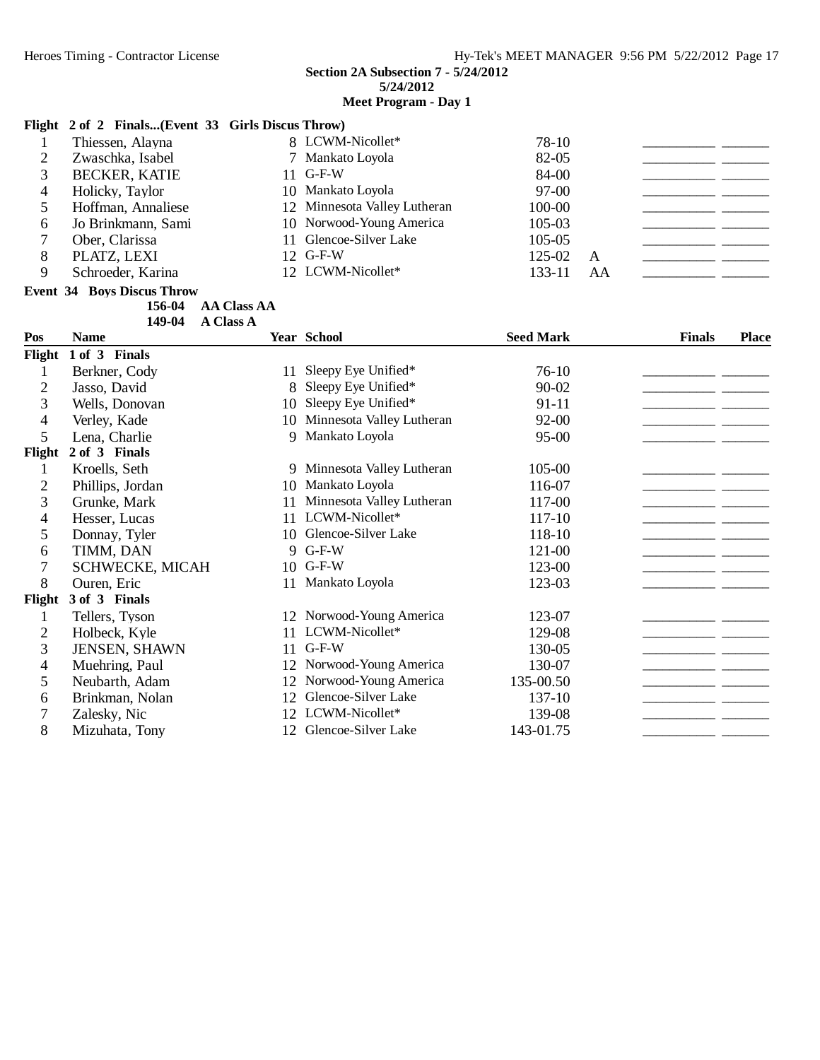**Section 2A Subsection 7 - 5/24/2012**
**5/24/2012**
**Meet Program - Day 1**

**Flight 2 of 2 Finals...(Event 33 Girls Discus Throw)**

| Pos | Name | Year | School | Seed Mark | | Finals | Place |
|---|---|---|---|---|---|---|---|
| 1 | Thiessen, Alayna | 8 | LCWM-Nicollet* | 78-10 | | | |
| 2 | Zwaschka, Isabel | 7 | Mankato Loyola | 82-05 | | | |
| 3 | BECKER, KATIE | 11 | G-F-W | 84-00 | | | |
| 4 | Holicky, Taylor | 10 | Mankato Loyola | 97-00 | | | |
| 5 | Hoffman, Annaliese | 12 | Minnesota Valley Lutheran | 100-00 | | | |
| 6 | Jo Brinkmann, Sami | 10 | Norwood-Young America | 105-03 | | | |
| 7 | Ober, Clarissa | 11 | Glencoe-Silver Lake | 105-05 | | | |
| 8 | PLATZ, LEXI | 12 | G-F-W | 125-02 | A | | |
| 9 | Schroeder, Karina | 12 | LCWM-Nicollet* | 133-11 | AA | | |

**Event 34 Boys Discus Throw**

156-04 AA Class AA
149-04 A Class A

| Pos | Name | Year | School | Seed Mark | Finals | Place |
|---|---|---|---|---|---|---|
| **Flight 1 of 3 Finals** | | | | | | |
| 1 | Berkner, Cody | 11 | Sleepy Eye Unified* | 76-10 | | |
| 2 | Jasso, David | 8 | Sleepy Eye Unified* | 90-02 | | |
| 3 | Wells, Donovan | 10 | Sleepy Eye Unified* | 91-11 | | |
| 4 | Verley, Kade | 10 | Minnesota Valley Lutheran | 92-00 | | |
| 5 | Lena, Charlie | 9 | Mankato Loyola | 95-00 | | |
| **Flight 2 of 3 Finals** | | | | | | |
| 1 | Kroells, Seth | 9 | Minnesota Valley Lutheran | 105-00 | | |
| 2 | Phillips, Jordan | 10 | Mankato Loyola | 116-07 | | |
| 3 | Grunke, Mark | 11 | Minnesota Valley Lutheran | 117-00 | | |
| 4 | Hesser, Lucas | 11 | LCWM-Nicollet* | 117-10 | | |
| 5 | Donnay, Tyler | 10 | Glencoe-Silver Lake | 118-10 | | |
| 6 | TIMM, DAN | 9 | G-F-W | 121-00 | | |
| 7 | SCHWECKE, MICAH | 10 | G-F-W | 123-00 | | |
| 8 | Ouren, Eric | 11 | Mankato Loyola | 123-03 | | |
| **Flight 3 of 3 Finals** | | | | | | |
| 1 | Tellers, Tyson | 12 | Norwood-Young America | 123-07 | | |
| 2 | Holbeck, Kyle | 11 | LCWM-Nicollet* | 129-08 | | |
| 3 | JENSEN, SHAWN | 11 | G-F-W | 130-05 | | |
| 4 | Muehring, Paul | 12 | Norwood-Young America | 130-07 | | |
| 5 | Neubarth, Adam | 12 | Norwood-Young America | 135-00.50 | | |
| 6 | Brinkman, Nolan | 12 | Glencoe-Silver Lake | 137-10 | | |
| 7 | Zalesky, Nic | 12 | LCWM-Nicollet* | 139-08 | | |
| 8 | Mizuhata, Tony | 12 | Glencoe-Silver Lake | 143-01.75 | | |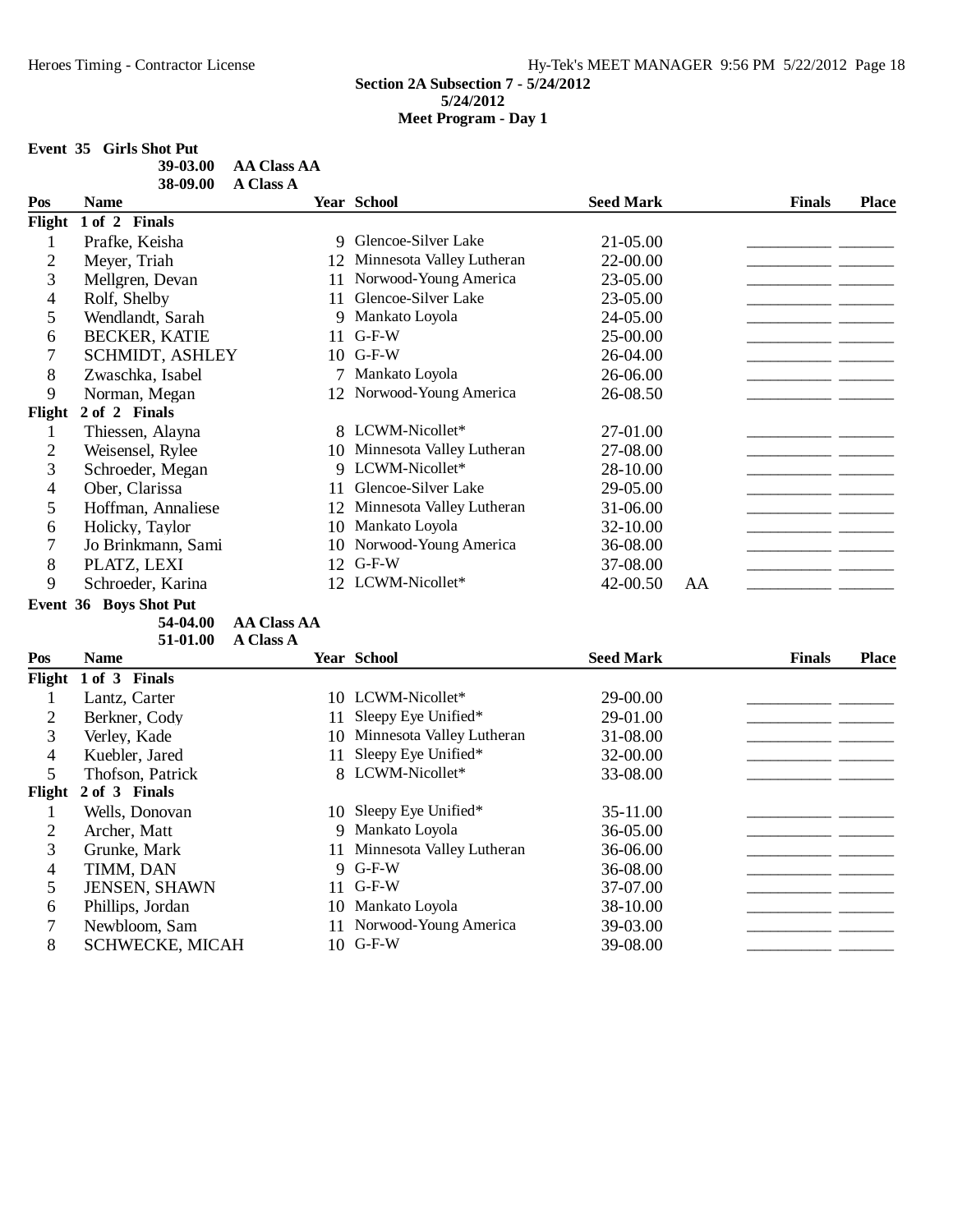### Section 2A Subsection 7 - 5/24/2012

**5/24/2012**

**Meet Program - Day 1**

**Event 35 Girls Shot Put**

**39-03.00 AA Class AA**
**38-09.00 A Class A**

| Pos | Name | Year | School | Seed Mark | | Finals | Place |
|---|---|---|---|---|---|---|---|
| **Flight 1 of 2 Finals** | | | | | | | |
| 1 | Prafke, Keisha | 9 | Glencoe-Silver Lake | 21-05.00 | | _________ | ______ |
| 2 | Meyer, Triah | 12 | Minnesota Valley Lutheran | 22-00.00 | | _________ | ______ |
| 3 | Mellgren, Devan | 11 | Norwood-Young America | 23-05.00 | | _________ | ______ |
| 4 | Rolf, Shelby | 11 | Glencoe-Silver Lake | 23-05.00 | | _________ | ______ |
| 5 | Wendlandt, Sarah | 9 | Mankato Loyola | 24-05.00 | | _________ | ______ |
| 6 | BECKER, KATIE | 11 | G-F-W | 25-00.00 | | _________ | ______ |
| 7 | SCHMIDT, ASHLEY | 10 | G-F-W | 26-04.00 | | _________ | ______ |
| 8 | Zwaschka, Isabel | 7 | Mankato Loyola | 26-06.00 | | _________ | ______ |
| 9 | Norman, Megan | 12 | Norwood-Young America | 26-08.50 | | _________ | ______ |
| **Flight 2 of 2 Finals** | | | | | | | |
| 1 | Thiessen, Alayna | 8 | LCWM-Nicollet* | 27-01.00 | | _________ | ______ |
| 2 | Weisensel, Rylee | 10 | Minnesota Valley Lutheran | 27-08.00 | | _________ | ______ |
| 3 | Schroeder, Megan | 9 | LCWM-Nicollet* | 28-10.00 | | _________ | ______ |
| 4 | Ober, Clarissa | 11 | Glencoe-Silver Lake | 29-05.00 | | _________ | ______ |
| 5 | Hoffman, Annaliese | 12 | Minnesota Valley Lutheran | 31-06.00 | | _________ | ______ |
| 6 | Holicky, Taylor | 10 | Mankato Loyola | 32-10.00 | | _________ | ______ |
| 7 | Jo Brinkmann, Sami | 10 | Norwood-Young America | 36-08.00 | | _________ | ______ |
| 8 | PLATZ, LEXI | 12 | G-F-W | 37-08.00 | | _________ | ______ |
| 9 | Schroeder, Karina | 12 | LCWM-Nicollet* | 42-00.50 | AA | _________ | ______ |

**Event 36 Boys Shot Put**

**54-04.00 AA Class AA**
**51-01.00 A Class A**

| Pos | Name | Year | School | Seed Mark | Finals | Place |
|---|---|---|---|---|---|---|
| **Flight 1 of 3 Finals** | | | | | | |
| 1 | Lantz, Carter | 10 | LCWM-Nicollet* | 29-00.00 | _________ | ______ |
| 2 | Berkner, Cody | 11 | Sleepy Eye Unified* | 29-01.00 | _________ | ______ |
| 3 | Verley, Kade | 10 | Minnesota Valley Lutheran | 31-08.00 | _________ | ______ |
| 4 | Kuebler, Jared | 11 | Sleepy Eye Unified* | 32-00.00 | _________ | ______ |
| 5 | Thofson, Patrick | 8 | LCWM-Nicollet* | 33-08.00 | _________ | ______ |
| **Flight 2 of 3 Finals** | | | | | | |
| 1 | Wells, Donovan | 10 | Sleepy Eye Unified* | 35-11.00 | _________ | ______ |
| 2 | Archer, Matt | 9 | Mankato Loyola | 36-05.00 | _________ | ______ |
| 3 | Grunke, Mark | 11 | Minnesota Valley Lutheran | 36-06.00 | _________ | ______ |
| 4 | TIMM, DAN | 9 | G-F-W | 36-08.00 | _________ | ______ |
| 5 | JENSEN, SHAWN | 11 | G-F-W | 37-07.00 | _________ | ______ |
| 6 | Phillips, Jordan | 10 | Mankato Loyola | 38-10.00 | _________ | ______ |
| 7 | Newbloom, Sam | 11 | Norwood-Young America | 39-03.00 | _________ | ______ |
| 8 | SCHWECKE, MICAH | 10 | G-F-W | 39-08.00 | _________ | ______ |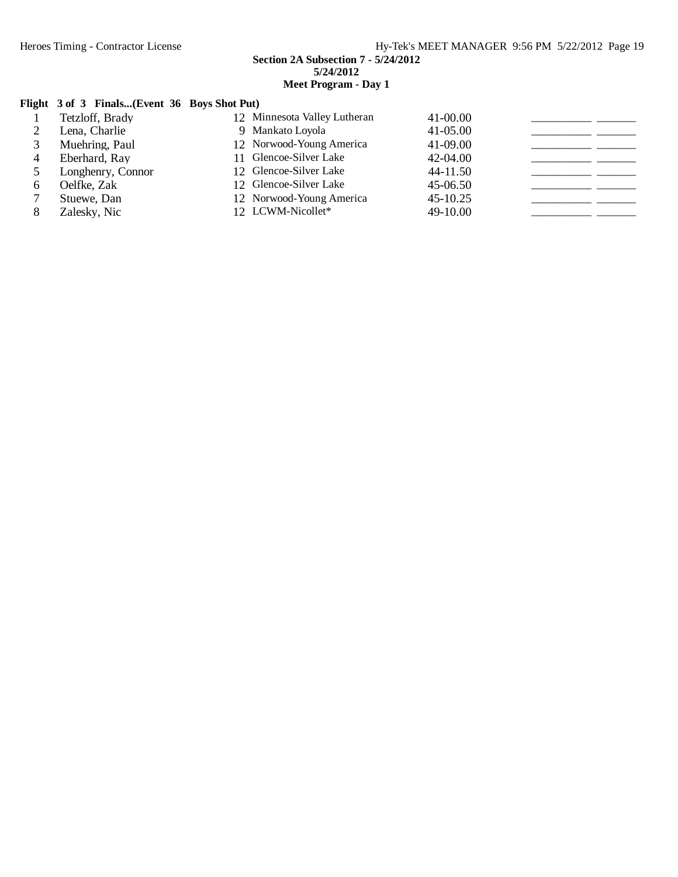**Section 2A Subsection 7 - 5/24/2012**
**5/24/2012**
**Meet Program - Day 1**

**Flight 3 of 3 Finals...(Event 36 Boys Shot Put)**

| | | | | | |
|---|---|---|---|---|---|
| 1 | Tetzloff, Brady | 12 | Minnesota Valley Lutheran | 41-00.00 | __________ _______ |
| 2 | Lena, Charlie | 9 | Mankato Loyola | 41-05.00 | __________ _______ |
| 3 | Muehring, Paul | 12 | Norwood-Young America | 41-09.00 | __________ _______ |
| 4 | Eberhard, Ray | 11 | Glencoe-Silver Lake | 42-04.00 | __________ _______ |
| 5 | Longhenry, Connor | 12 | Glencoe-Silver Lake | 44-11.50 | __________ _______ |
| 6 | Oelfke, Zak | 12 | Glencoe-Silver Lake | 45-06.50 | __________ _______ |
| 7 | Stuewe, Dan | 12 | Norwood-Young America | 45-10.25 | __________ _______ |
| 8 | Zalesky, Nic | 12 | LCWM-Nicollet* | 49-10.00 | __________ _______ |